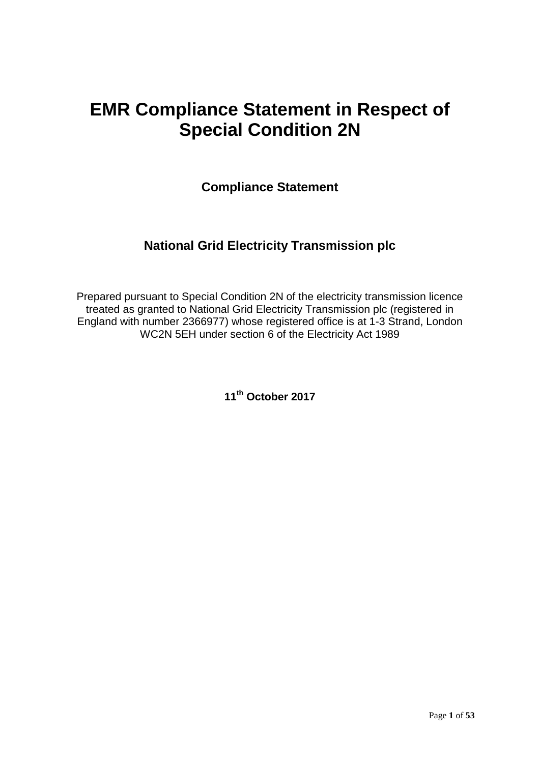# EMR Compliance Statement in Respect of Special Condition 2N

## Compliance Statement

## National Grid Electricity Transmission plc

Prepared pursuant to Special Condition 2N of the electricity transmission licence treated as granted to National Grid Electricity Transmission plc (registered in England with number 2366977) whose registered office is at 1-3 Strand, London WC2N 5EH under section 6 of the Electricity Act 1989

**11th October 2017**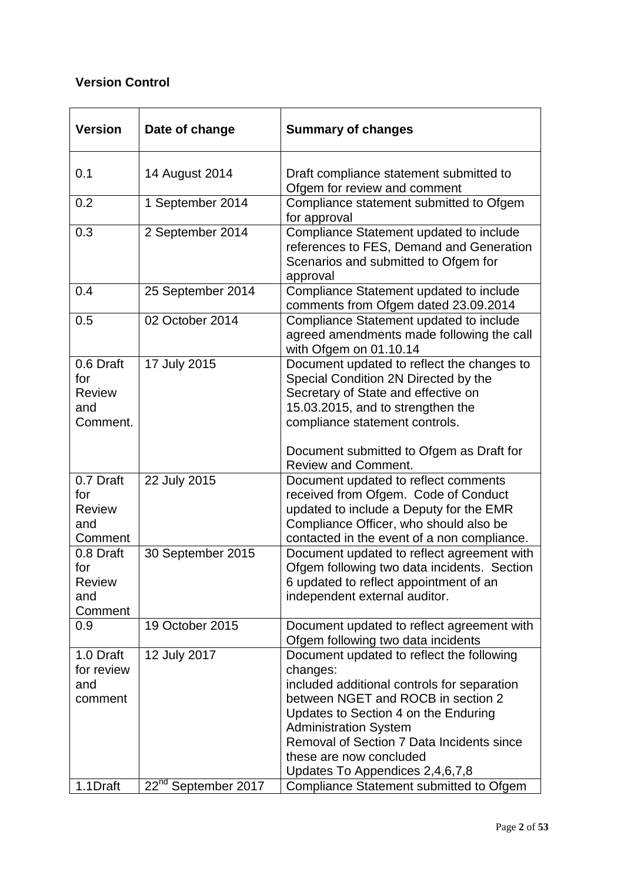**Version Control**

| Version | Date of change | Summary of changes |
|---|---|---|
| 0.1 | 14 August 2014 | Draft compliance statement submitted to Ofgem for review and comment |
| 0.2 | 1 September 2014 | Compliance statement submitted to Ofgem for approval |
| 0.3 | 2 September 2014 | Compliance Statement updated to include references to FES, Demand and Generation Scenarios and submitted to Ofgem for approval |
| 0.4 | 25 September 2014 | Compliance Statement updated to include comments from Ofgem dated 23.09.2014 |
| 0.5 | 02 October 2014 | Compliance Statement updated to include agreed amendments made following the call with Ofgem on 01.10.14 |
| 0.6 Draft for Review and Comment. | 17 July 2015 | Document updated to reflect the changes to Special Condition 2N Directed by the Secretary of State and effective on 15.03.2015, and to strengthen the compliance statement controls.<br><br>Document submitted to Ofgem as Draft for Review and Comment. |
| 0.7 Draft for Review and Comment | 22 July 2015 | Document updated to reflect comments received from Ofgem. Code of Conduct updated to include a Deputy for the EMR Compliance Officer, who should also be contacted in the event of a non compliance. |
| 0.8 Draft for Review and Comment | 30 September 2015 | Document updated to reflect agreement with Ofgem following two data incidents. Section 6 updated to reflect appointment of an independent external auditor. |
| 0.9 | 19 October 2015 | Document updated to reflect agreement with Ofgem following two data incidents |
| 1.0 Draft for review and comment | 12 July 2017 | Document updated to reflect the following changes:<br>included additional controls for separation between NGET and ROCB in section 2<br>Updates to Section 4 on the Enduring Administration System<br>Removal of Section 7 Data Incidents since these are now concluded<br>Updates To Appendices 2,4,6,7,8 |
| 1.1Draft | 22nd September 2017 | Compliance Statement submitted to Ofgem |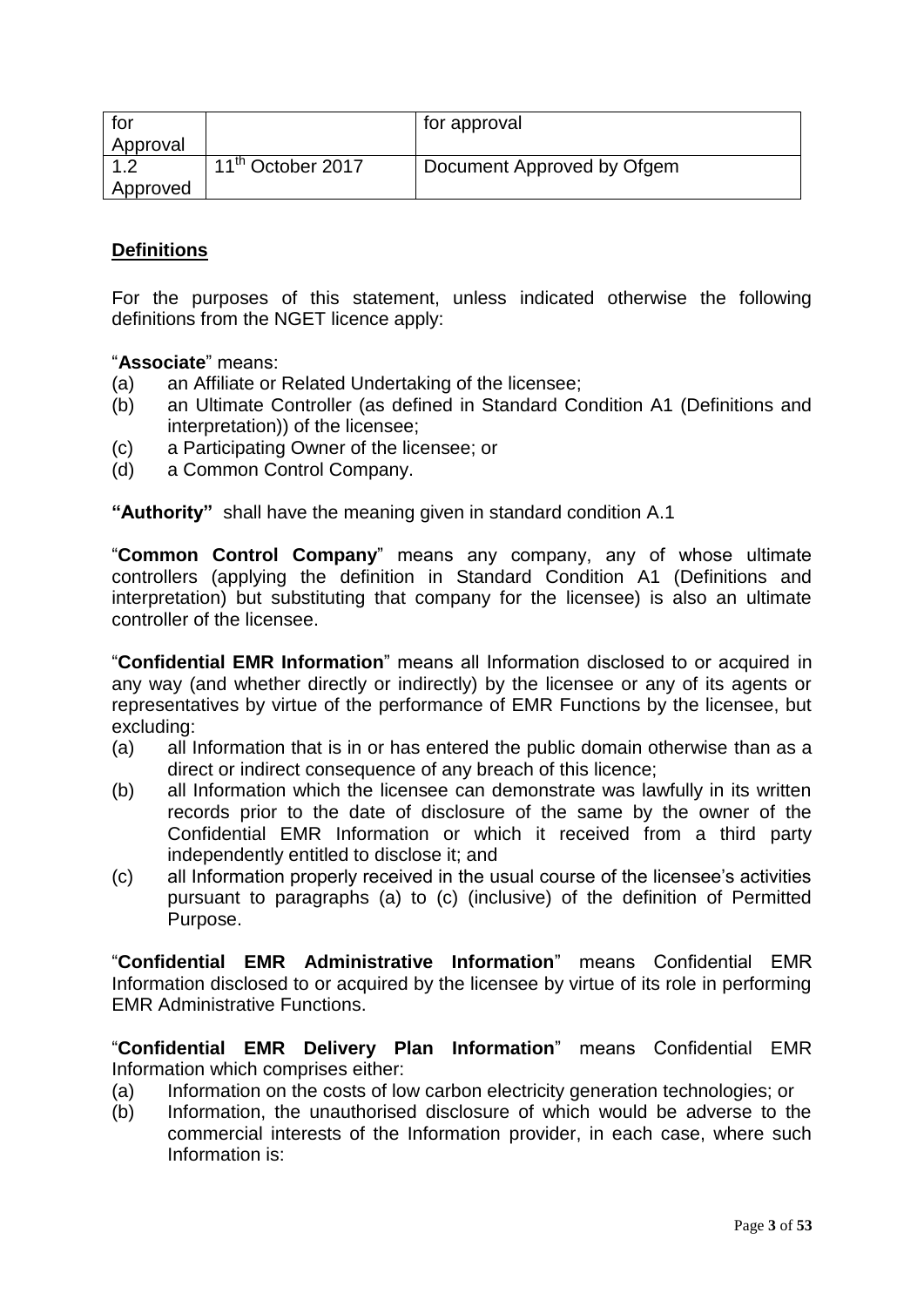| for Approval | | for approval |
|---|---|---|
| 1.2 Approved | 11th October 2017 | Document Approved by Ofgem |

## Definitions

For the purposes of this statement, unless indicated otherwise the following definitions from the NGET licence apply:

"**Associate**" means:

(a) an Affiliate or Related Undertaking of the licensee;
(b) an Ultimate Controller (as defined in Standard Condition A1 (Definitions and interpretation)) of the licensee;
(c) a Participating Owner of the licensee; or
(d) a Common Control Company.

**"Authority"** shall have the meaning given in standard condition A.1

"**Common Control Company**" means any company, any of whose ultimate controllers (applying the definition in Standard Condition A1 (Definitions and interpretation) but substituting that company for the licensee) is also an ultimate controller of the licensee.

"**Confidential EMR Information**" means all Information disclosed to or acquired in any way (and whether directly or indirectly) by the licensee or any of its agents or representatives by virtue of the performance of EMR Functions by the licensee, but excluding:

(a) all Information that is in or has entered the public domain otherwise than as a direct or indirect consequence of any breach of this licence;
(b) all Information which the licensee can demonstrate was lawfully in its written records prior to the date of disclosure of the same by the owner of the Confidential EMR Information or which it received from a third party independently entitled to disclose it; and
(c) all Information properly received in the usual course of the licensee's activities pursuant to paragraphs (a) to (c) (inclusive) of the definition of Permitted Purpose.

"**Confidential EMR Administrative Information**" means Confidential EMR Information disclosed to or acquired by the licensee by virtue of its role in performing EMR Administrative Functions.

"**Confidential EMR Delivery Plan Information**" means Confidential EMR Information which comprises either:

(a) Information on the costs of low carbon electricity generation technologies; or
(b) Information, the unauthorised disclosure of which would be adverse to the commercial interests of the Information provider, in each case, where such Information is: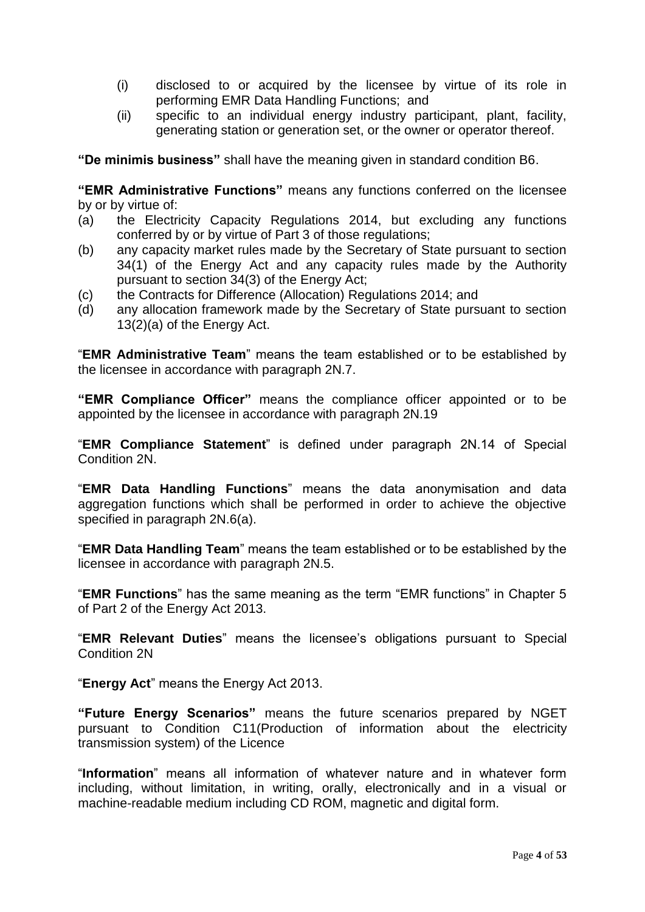(i) disclosed to or acquired by the licensee by virtue of its role in performing EMR Data Handling Functions; and
(ii) specific to an individual energy industry participant, plant, facility, generating station or generation set, or the owner or operator thereof.

**"De minimis business"** shall have the meaning given in standard condition B6.

**"EMR Administrative Functions"** means any functions conferred on the licensee by or by virtue of:

(a) the Electricity Capacity Regulations 2014, but excluding any functions conferred by or by virtue of Part 3 of those regulations;
(b) any capacity market rules made by the Secretary of State pursuant to section 34(1) of the Energy Act and any capacity rules made by the Authority pursuant to section 34(3) of the Energy Act;
(c) the Contracts for Difference (Allocation) Regulations 2014; and
(d) any allocation framework made by the Secretary of State pursuant to section 13(2)(a) of the Energy Act.

"**EMR Administrative Team**" means the team established or to be established by the licensee in accordance with paragraph 2N.7.

**"EMR Compliance Officer"** means the compliance officer appointed or to be appointed by the licensee in accordance with paragraph 2N.19

"**EMR Compliance Statement**" is defined under paragraph 2N.14 of Special Condition 2N.

"**EMR Data Handling Functions**" means the data anonymisation and data aggregation functions which shall be performed in order to achieve the objective specified in paragraph 2N.6(a).

"**EMR Data Handling Team**" means the team established or to be established by the licensee in accordance with paragraph 2N.5.

"**EMR Functions**" has the same meaning as the term "EMR functions" in Chapter 5 of Part 2 of the Energy Act 2013.

"**EMR Relevant Duties**" means the licensee's obligations pursuant to Special Condition 2N

"**Energy Act**" means the Energy Act 2013.

**"Future Energy Scenarios"** means the future scenarios prepared by NGET pursuant to Condition C11(Production of information about the electricity transmission system) of the Licence

"**Information**" means all information of whatever nature and in whatever form including, without limitation, in writing, orally, electronically and in a visual or machine-readable medium including CD ROM, magnetic and digital form.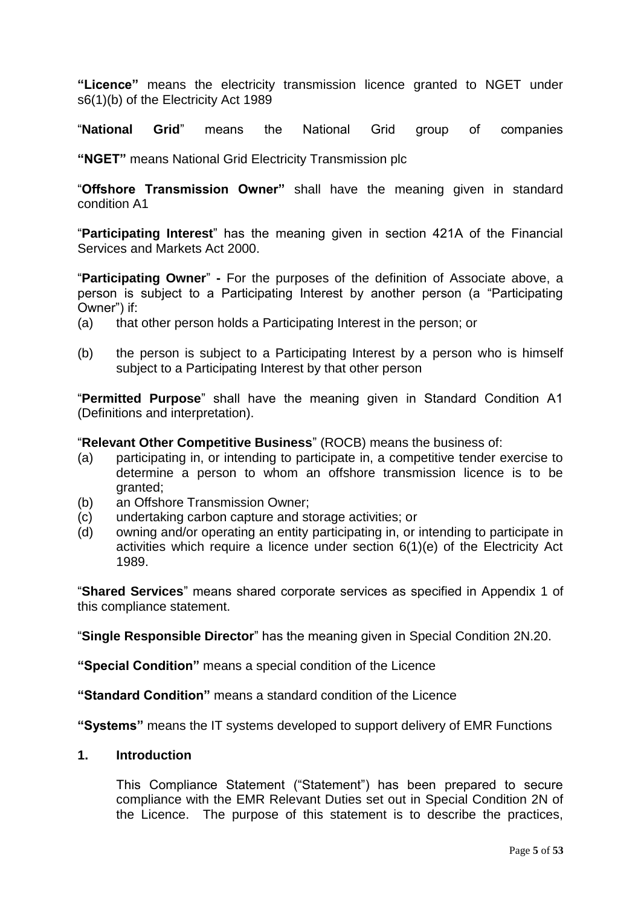**"Licence"** means the electricity transmission licence granted to NGET under s6(1)(b) of the Electricity Act 1989

"**National Grid**" means the National Grid group of companies

**"NGET"** means National Grid Electricity Transmission plc

"**Offshore Transmission Owner"** shall have the meaning given in standard condition A1

"**Participating Interest**" has the meaning given in section 421A of the Financial Services and Markets Act 2000.

"**Participating Owner**" **-** For the purposes of the definition of Associate above, a person is subject to a Participating Interest by another person (a "Participating Owner") if:

(a) that other person holds a Participating Interest in the person; or

(b) the person is subject to a Participating Interest by a person who is himself subject to a Participating Interest by that other person

"**Permitted Purpose**" shall have the meaning given in Standard Condition A1 (Definitions and interpretation).

"**Relevant Other Competitive Business**" (ROCB) means the business of:

(a) participating in, or intending to participate in, a competitive tender exercise to determine a person to whom an offshore transmission licence is to be granted;
(b) an Offshore Transmission Owner;
(c) undertaking carbon capture and storage activities; or
(d) owning and/or operating an entity participating in, or intending to participate in activities which require a licence under section 6(1)(e) of the Electricity Act 1989.

"**Shared Services**" means shared corporate services as specified in Appendix 1 of this compliance statement.

"**Single Responsible Director**" has the meaning given in Special Condition 2N.20.

**"Special Condition"** means a special condition of the Licence

**"Standard Condition"** means a standard condition of the Licence

**"Systems"** means the IT systems developed to support delivery of EMR Functions

## 1. Introduction

This Compliance Statement ("Statement") has been prepared to secure compliance with the EMR Relevant Duties set out in Special Condition 2N of the Licence. The purpose of this statement is to describe the practices,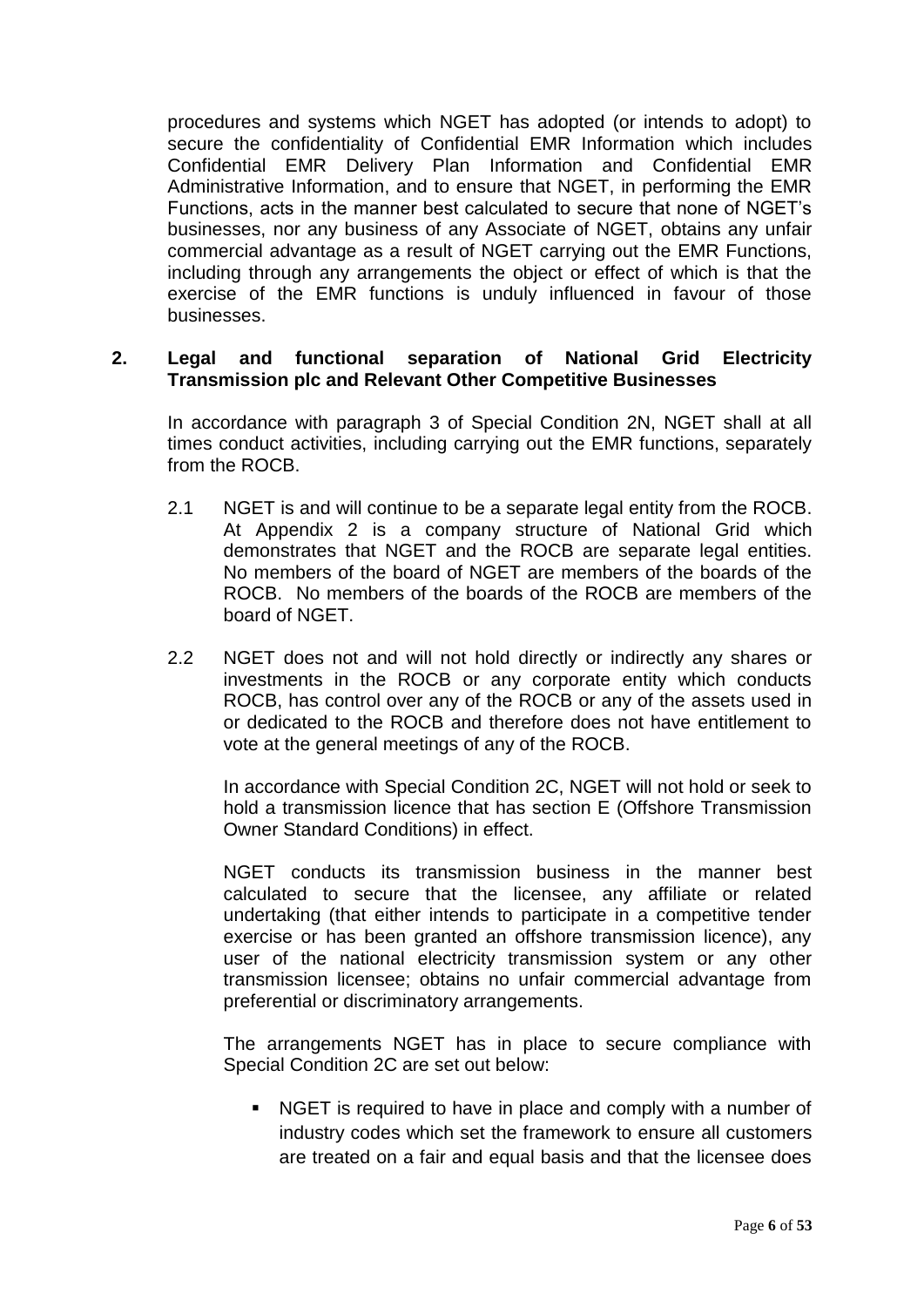procedures and systems which NGET has adopted (or intends to adopt) to secure the confidentiality of Confidential EMR Information which includes Confidential EMR Delivery Plan Information and Confidential EMR Administrative Information, and to ensure that NGET, in performing the EMR Functions, acts in the manner best calculated to secure that none of NGET's businesses, nor any business of any Associate of NGET, obtains any unfair commercial advantage as a result of NGET carrying out the EMR Functions, including through any arrangements the object or effect of which is that the exercise of the EMR functions is unduly influenced in favour of those businesses.

## 2. Legal and functional separation of National Grid Electricity Transmission plc and Relevant Other Competitive Businesses

In accordance with paragraph 3 of Special Condition 2N, NGET shall at all times conduct activities, including carrying out the EMR functions, separately from the ROCB.

2.1 NGET is and will continue to be a separate legal entity from the ROCB. At Appendix 2 is a company structure of National Grid which demonstrates that NGET and the ROCB are separate legal entities. No members of the board of NGET are members of the boards of the ROCB. No members of the boards of the ROCB are members of the board of NGET.

2.2 NGET does not and will not hold directly or indirectly any shares or investments in the ROCB or any corporate entity which conducts ROCB, has control over any of the ROCB or any of the assets used in or dedicated to the ROCB and therefore does not have entitlement to vote at the general meetings of any of the ROCB.

In accordance with Special Condition 2C, NGET will not hold or seek to hold a transmission licence that has section E (Offshore Transmission Owner Standard Conditions) in effect.

NGET conducts its transmission business in the manner best calculated to secure that the licensee, any affiliate or related undertaking (that either intends to participate in a competitive tender exercise or has been granted an offshore transmission licence), any user of the national electricity transmission system or any other transmission licensee; obtains no unfair commercial advantage from preferential or discriminatory arrangements.

The arrangements NGET has in place to secure compliance with Special Condition 2C are set out below:

- NGET is required to have in place and comply with a number of industry codes which set the framework to ensure all customers are treated on a fair and equal basis and that the licensee does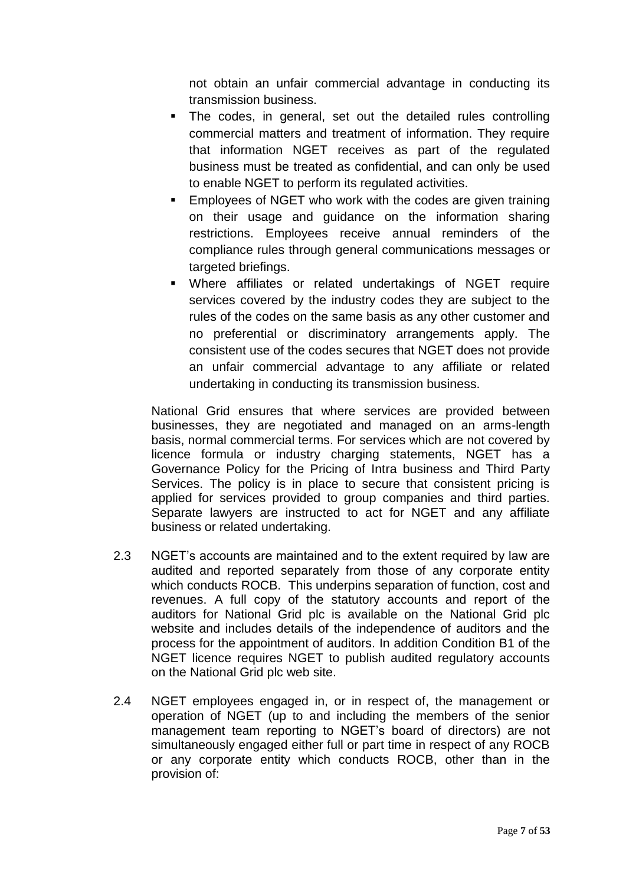not obtain an unfair commercial advantage in conducting its transmission business.

- The codes, in general, set out the detailed rules controlling commercial matters and treatment of information. They require that information NGET receives as part of the regulated business must be treated as confidential, and can only be used to enable NGET to perform its regulated activities.
- Employees of NGET who work with the codes are given training on their usage and guidance on the information sharing restrictions. Employees receive annual reminders of the compliance rules through general communications messages or targeted briefings.
- Where affiliates or related undertakings of NGET require services covered by the industry codes they are subject to the rules of the codes on the same basis as any other customer and no preferential or discriminatory arrangements apply. The consistent use of the codes secures that NGET does not provide an unfair commercial advantage to any affiliate or related undertaking in conducting its transmission business.

National Grid ensures that where services are provided between businesses, they are negotiated and managed on an arms-length basis, normal commercial terms. For services which are not covered by licence formula or industry charging statements, NGET has a Governance Policy for the Pricing of Intra business and Third Party Services. The policy is in place to secure that consistent pricing is applied for services provided to group companies and third parties. Separate lawyers are instructed to act for NGET and any affiliate business or related undertaking.

2.3 NGET's accounts are maintained and to the extent required by law are audited and reported separately from those of any corporate entity which conducts ROCB. This underpins separation of function, cost and revenues. A full copy of the statutory accounts and report of the auditors for National Grid plc is available on the National Grid plc website and includes details of the independence of auditors and the process for the appointment of auditors. In addition Condition B1 of the NGET licence requires NGET to publish audited regulatory accounts on the National Grid plc web site.

2.4 NGET employees engaged in, or in respect of, the management or operation of NGET (up to and including the members of the senior management team reporting to NGET's board of directors) are not simultaneously engaged either full or part time in respect of any ROCB or any corporate entity which conducts ROCB, other than in the provision of: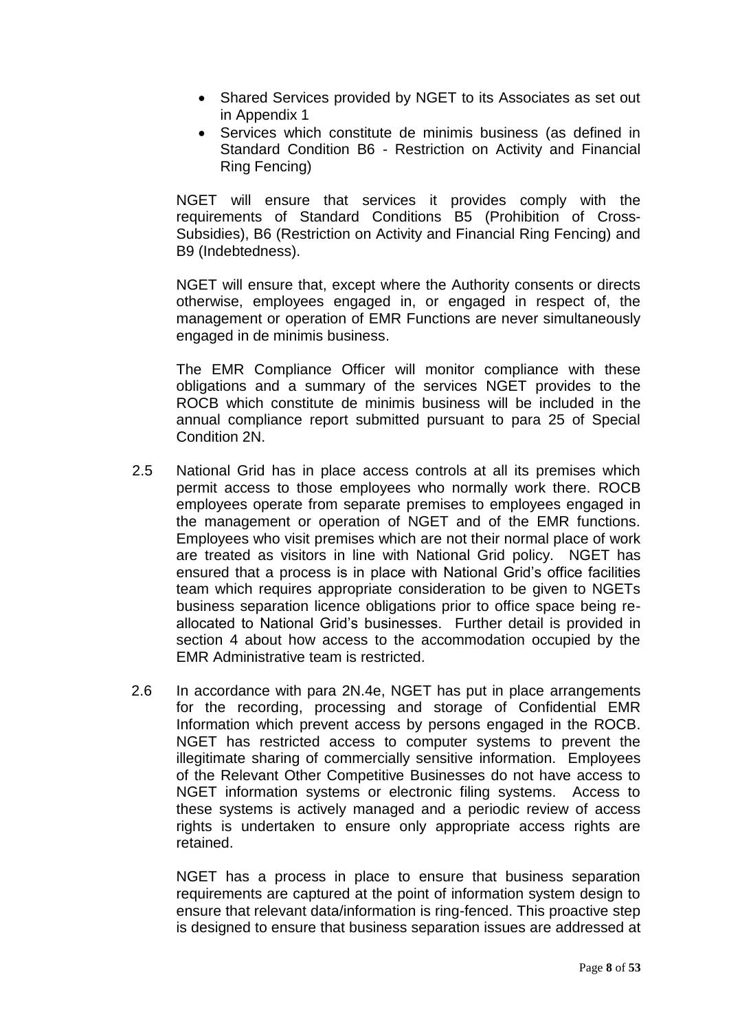- Shared Services provided by NGET to its Associates as set out in Appendix 1
- Services which constitute de minimis business (as defined in Standard Condition B6 - Restriction on Activity and Financial Ring Fencing)

NGET will ensure that services it provides comply with the requirements of Standard Conditions B5 (Prohibition of Cross-Subsidies), B6 (Restriction on Activity and Financial Ring Fencing) and B9 (Indebtedness).

NGET will ensure that, except where the Authority consents or directs otherwise, employees engaged in, or engaged in respect of, the management or operation of EMR Functions are never simultaneously engaged in de minimis business.

The EMR Compliance Officer will monitor compliance with these obligations and a summary of the services NGET provides to the ROCB which constitute de minimis business will be included in the annual compliance report submitted pursuant to para 25 of Special Condition 2N.

2.5 National Grid has in place access controls at all its premises which permit access to those employees who normally work there. ROCB employees operate from separate premises to employees engaged in the management or operation of NGET and of the EMR functions. Employees who visit premises which are not their normal place of work are treated as visitors in line with National Grid policy. NGET has ensured that a process is in place with National Grid's office facilities team which requires appropriate consideration to be given to NGETs business separation licence obligations prior to office space being re-allocated to National Grid's businesses. Further detail is provided in section 4 about how access to the accommodation occupied by the EMR Administrative team is restricted.

2.6 In accordance with para 2N.4e, NGET has put in place arrangements for the recording, processing and storage of Confidential EMR Information which prevent access by persons engaged in the ROCB. NGET has restricted access to computer systems to prevent the illegitimate sharing of commercially sensitive information. Employees of the Relevant Other Competitive Businesses do not have access to NGET information systems or electronic filing systems. Access to these systems is actively managed and a periodic review of access rights is undertaken to ensure only appropriate access rights are retained.

NGET has a process in place to ensure that business separation requirements are captured at the point of information system design to ensure that relevant data/information is ring-fenced. This proactive step is designed to ensure that business separation issues are addressed at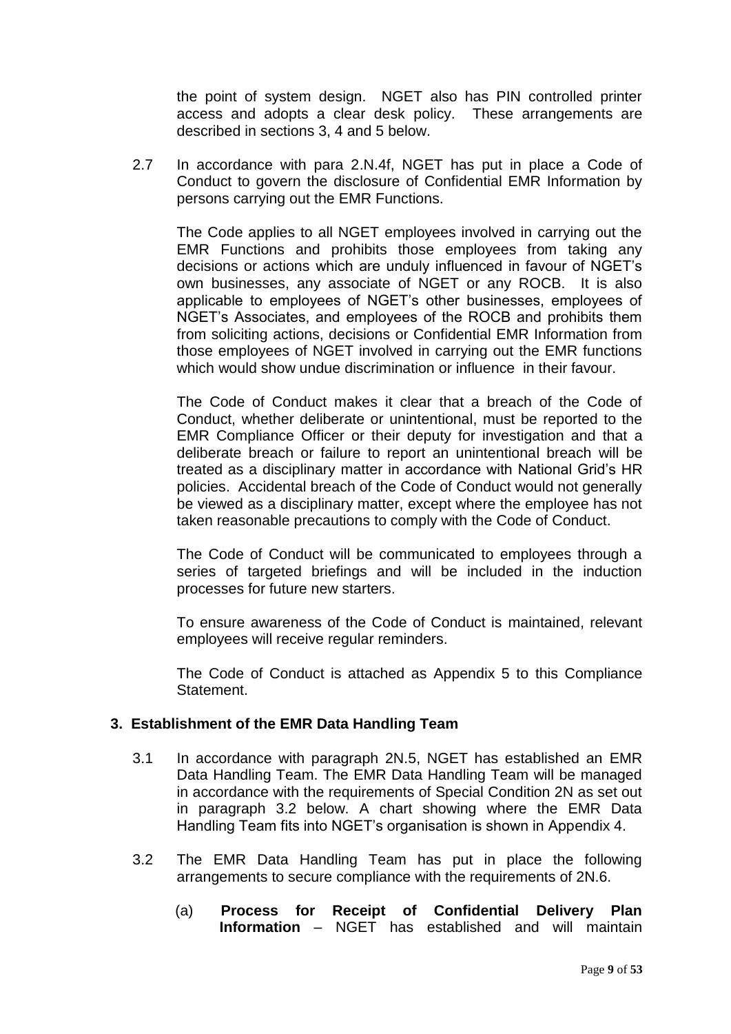the point of system design. NGET also has PIN controlled printer access and adopts a clear desk policy. These arrangements are described in sections 3, 4 and 5 below.

2.7 In accordance with para 2.N.4f, NGET has put in place a Code of Conduct to govern the disclosure of Confidential EMR Information by persons carrying out the EMR Functions.

The Code applies to all NGET employees involved in carrying out the EMR Functions and prohibits those employees from taking any decisions or actions which are unduly influenced in favour of NGET's own businesses, any associate of NGET or any ROCB. It is also applicable to employees of NGET's other businesses, employees of NGET's Associates, and employees of the ROCB and prohibits them from soliciting actions, decisions or Confidential EMR Information from those employees of NGET involved in carrying out the EMR functions which would show undue discrimination or influence in their favour.

The Code of Conduct makes it clear that a breach of the Code of Conduct, whether deliberate or unintentional, must be reported to the EMR Compliance Officer or their deputy for investigation and that a deliberate breach or failure to report an unintentional breach will be treated as a disciplinary matter in accordance with National Grid's HR policies. Accidental breach of the Code of Conduct would not generally be viewed as a disciplinary matter, except where the employee has not taken reasonable precautions to comply with the Code of Conduct.

The Code of Conduct will be communicated to employees through a series of targeted briefings and will be included in the induction processes for future new starters.

To ensure awareness of the Code of Conduct is maintained, relevant employees will receive regular reminders.

The Code of Conduct is attached as Appendix 5 to this Compliance Statement.

## 3. Establishment of the EMR Data Handling Team

3.1 In accordance with paragraph 2N.5, NGET has established an EMR Data Handling Team. The EMR Data Handling Team will be managed in accordance with the requirements of Special Condition 2N as set out in paragraph 3.2 below. A chart showing where the EMR Data Handling Team fits into NGET's organisation is shown in Appendix 4.

3.2 The EMR Data Handling Team has put in place the following arrangements to secure compliance with the requirements of 2N.6.

(a) **Process for Receipt of Confidential Delivery Plan Information** – NGET has established and will maintain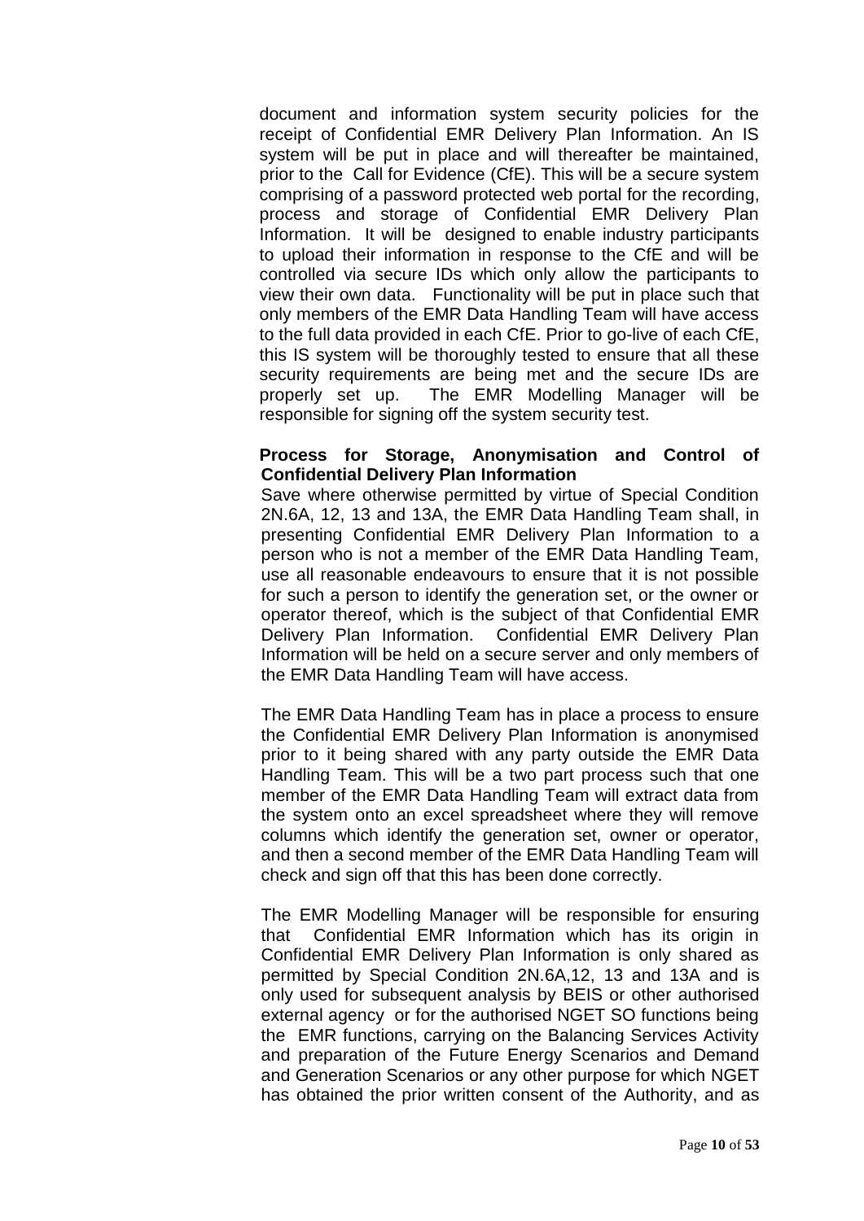document and information system security policies for the receipt of Confidential EMR Delivery Plan Information. An IS system will be put in place and will thereafter be maintained, prior to the Call for Evidence (CfE). This will be a secure system comprising of a password protected web portal for the recording, process and storage of Confidential EMR Delivery Plan Information. It will be designed to enable industry participants to upload their information in response to the CfE and will be controlled via secure IDs which only allow the participants to view their own data. Functionality will be put in place such that only members of the EMR Data Handling Team will have access to the full data provided in each CfE. Prior to go-live of each CfE, this IS system will be thoroughly tested to ensure that all these security requirements are being met and the secure IDs are properly set up. The EMR Modelling Manager will be responsible for signing off the system security test.

**Process for Storage, Anonymisation and Control of Confidential Delivery Plan Information**

Save where otherwise permitted by virtue of Special Condition 2N.6A, 12, 13 and 13A, the EMR Data Handling Team shall, in presenting Confidential EMR Delivery Plan Information to a person who is not a member of the EMR Data Handling Team, use all reasonable endeavours to ensure that it is not possible for such a person to identify the generation set, or the owner or operator thereof, which is the subject of that Confidential EMR Delivery Plan Information. Confidential EMR Delivery Plan Information will be held on a secure server and only members of the EMR Data Handling Team will have access.

The EMR Data Handling Team has in place a process to ensure the Confidential EMR Delivery Plan Information is anonymised prior to it being shared with any party outside the EMR Data Handling Team. This will be a two part process such that one member of the EMR Data Handling Team will extract data from the system onto an excel spreadsheet where they will remove columns which identify the generation set, owner or operator, and then a second member of the EMR Data Handling Team will check and sign off that this has been done correctly.

The EMR Modelling Manager will be responsible for ensuring that Confidential EMR Information which has its origin in Confidential EMR Delivery Plan Information is only shared as permitted by Special Condition 2N.6A,12, 13 and 13A and is only used for subsequent analysis by BEIS or other authorised external agency or for the authorised NGET SO functions being the EMR functions, carrying on the Balancing Services Activity and preparation of the Future Energy Scenarios and Demand and Generation Scenarios or any other purpose for which NGET has obtained the prior written consent of the Authority, and as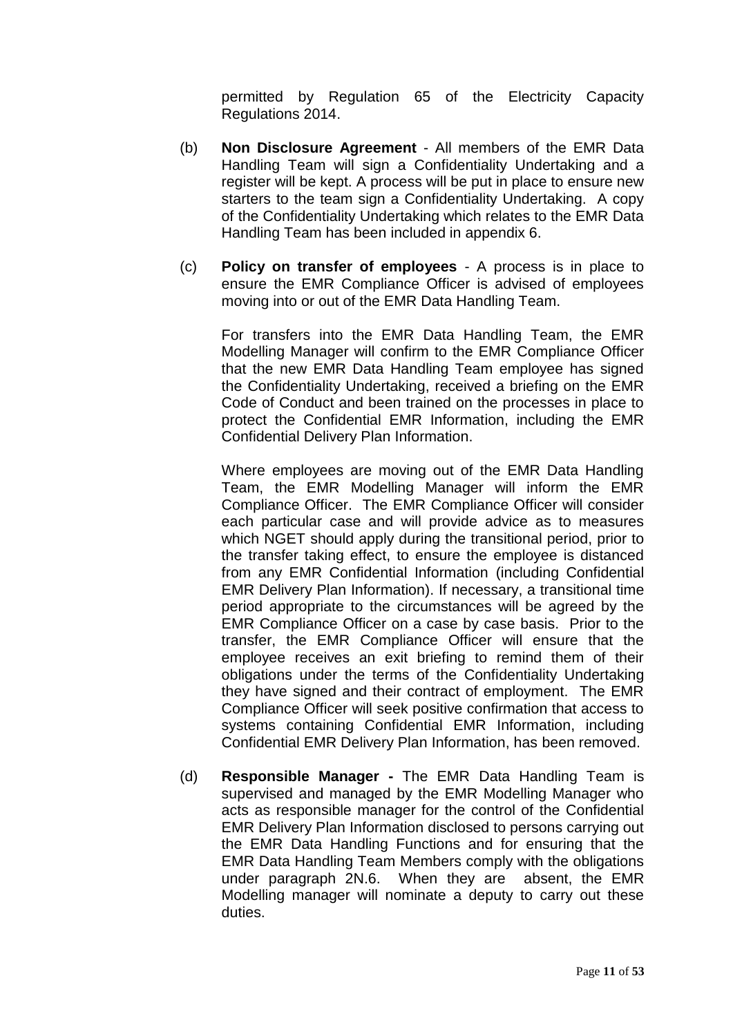permitted by Regulation 65 of the Electricity Capacity Regulations 2014.

(b) **Non Disclosure Agreement** - All members of the EMR Data Handling Team will sign a Confidentiality Undertaking and a register will be kept. A process will be put in place to ensure new starters to the team sign a Confidentiality Undertaking. A copy of the Confidentiality Undertaking which relates to the EMR Data Handling Team has been included in appendix 6.

(c) **Policy on transfer of employees** - A process is in place to ensure the EMR Compliance Officer is advised of employees moving into or out of the EMR Data Handling Team.

For transfers into the EMR Data Handling Team, the EMR Modelling Manager will confirm to the EMR Compliance Officer that the new EMR Data Handling Team employee has signed the Confidentiality Undertaking, received a briefing on the EMR Code of Conduct and been trained on the processes in place to protect the Confidential EMR Information, including the EMR Confidential Delivery Plan Information.

Where employees are moving out of the EMR Data Handling Team, the EMR Modelling Manager will inform the EMR Compliance Officer. The EMR Compliance Officer will consider each particular case and will provide advice as to measures which NGET should apply during the transitional period, prior to the transfer taking effect, to ensure the employee is distanced from any EMR Confidential Information (including Confidential EMR Delivery Plan Information). If necessary, a transitional time period appropriate to the circumstances will be agreed by the EMR Compliance Officer on a case by case basis. Prior to the transfer, the EMR Compliance Officer will ensure that the employee receives an exit briefing to remind them of their obligations under the terms of the Confidentiality Undertaking they have signed and their contract of employment. The EMR Compliance Officer will seek positive confirmation that access to systems containing Confidential EMR Information, including Confidential EMR Delivery Plan Information, has been removed.

(d) **Responsible Manager -** The EMR Data Handling Team is supervised and managed by the EMR Modelling Manager who acts as responsible manager for the control of the Confidential EMR Delivery Plan Information disclosed to persons carrying out the EMR Data Handling Functions and for ensuring that the EMR Data Handling Team Members comply with the obligations under paragraph 2N.6. When they are absent, the EMR Modelling manager will nominate a deputy to carry out these duties.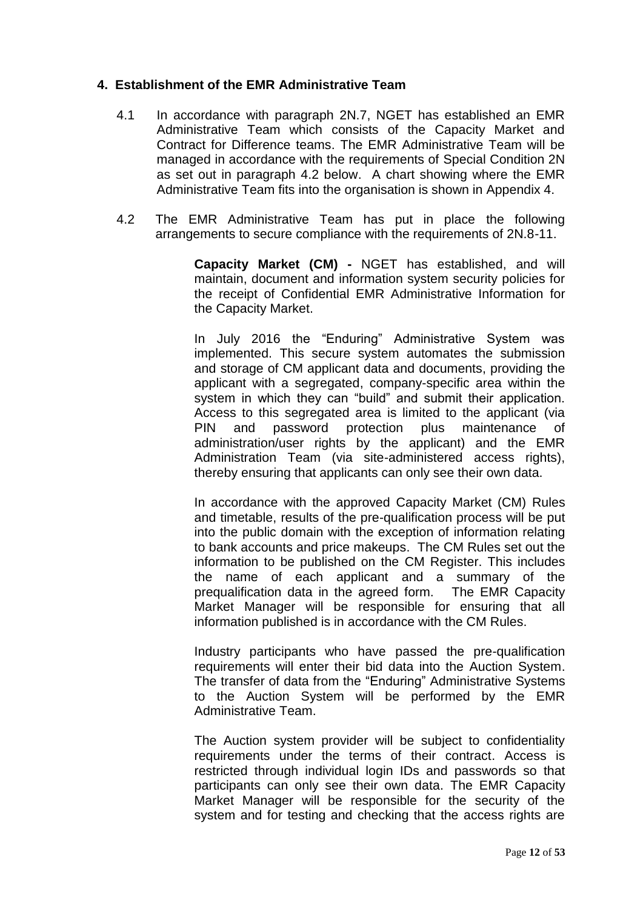## 4. Establishment of the EMR Administrative Team

4.1 In accordance with paragraph 2N.7, NGET has established an EMR Administrative Team which consists of the Capacity Market and Contract for Difference teams. The EMR Administrative Team will be managed in accordance with the requirements of Special Condition 2N as set out in paragraph 4.2 below. A chart showing where the EMR Administrative Team fits into the organisation is shown in Appendix 4.

4.2 The EMR Administrative Team has put in place the following arrangements to secure compliance with the requirements of 2N.8-11.

**Capacity Market (CM) -** NGET has established, and will maintain, document and information system security policies for the receipt of Confidential EMR Administrative Information for the Capacity Market.

In July 2016 the "Enduring" Administrative System was implemented. This secure system automates the submission and storage of CM applicant data and documents, providing the applicant with a segregated, company-specific area within the system in which they can "build" and submit their application. Access to this segregated area is limited to the applicant (via PIN and password protection plus maintenance of administration/user rights by the applicant) and the EMR Administration Team (via site-administered access rights), thereby ensuring that applicants can only see their own data.

In accordance with the approved Capacity Market (CM) Rules and timetable, results of the pre-qualification process will be put into the public domain with the exception of information relating to bank accounts and price makeups. The CM Rules set out the information to be published on the CM Register. This includes the name of each applicant and a summary of the prequalification data in the agreed form. The EMR Capacity Market Manager will be responsible for ensuring that all information published is in accordance with the CM Rules.

Industry participants who have passed the pre-qualification requirements will enter their bid data into the Auction System. The transfer of data from the "Enduring" Administrative Systems to the Auction System will be performed by the EMR Administrative Team.

The Auction system provider will be subject to confidentiality requirements under the terms of their contract. Access is restricted through individual login IDs and passwords so that participants can only see their own data. The EMR Capacity Market Manager will be responsible for the security of the system and for testing and checking that the access rights are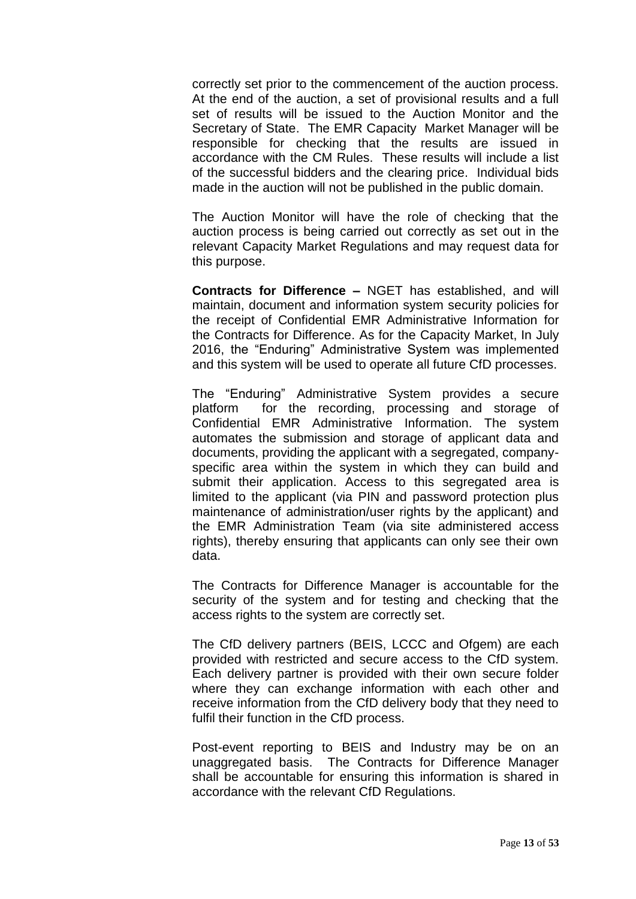correctly set prior to the commencement of the auction process. At the end of the auction, a set of provisional results and a full set of results will be issued to the Auction Monitor and the Secretary of State. The EMR Capacity Market Manager will be responsible for checking that the results are issued in accordance with the CM Rules. These results will include a list of the successful bidders and the clearing price. Individual bids made in the auction will not be published in the public domain.

The Auction Monitor will have the role of checking that the auction process is being carried out correctly as set out in the relevant Capacity Market Regulations and may request data for this purpose.

**Contracts for Difference –** NGET has established, and will maintain, document and information system security policies for the receipt of Confidential EMR Administrative Information for the Contracts for Difference. As for the Capacity Market, In July 2016, the "Enduring" Administrative System was implemented and this system will be used to operate all future CfD processes.

The "Enduring" Administrative System provides a secure platform for the recording, processing and storage of Confidential EMR Administrative Information. The system automates the submission and storage of applicant data and documents, providing the applicant with a segregated, company-specific area within the system in which they can build and submit their application. Access to this segregated area is limited to the applicant (via PIN and password protection plus maintenance of administration/user rights by the applicant) and the EMR Administration Team (via site administered access rights), thereby ensuring that applicants can only see their own data.

The Contracts for Difference Manager is accountable for the security of the system and for testing and checking that the access rights to the system are correctly set.

The CfD delivery partners (BEIS, LCCC and Ofgem) are each provided with restricted and secure access to the CfD system. Each delivery partner is provided with their own secure folder where they can exchange information with each other and receive information from the CfD delivery body that they need to fulfil their function in the CfD process.

Post-event reporting to BEIS and Industry may be on an unaggregated basis. The Contracts for Difference Manager shall be accountable for ensuring this information is shared in accordance with the relevant CfD Regulations.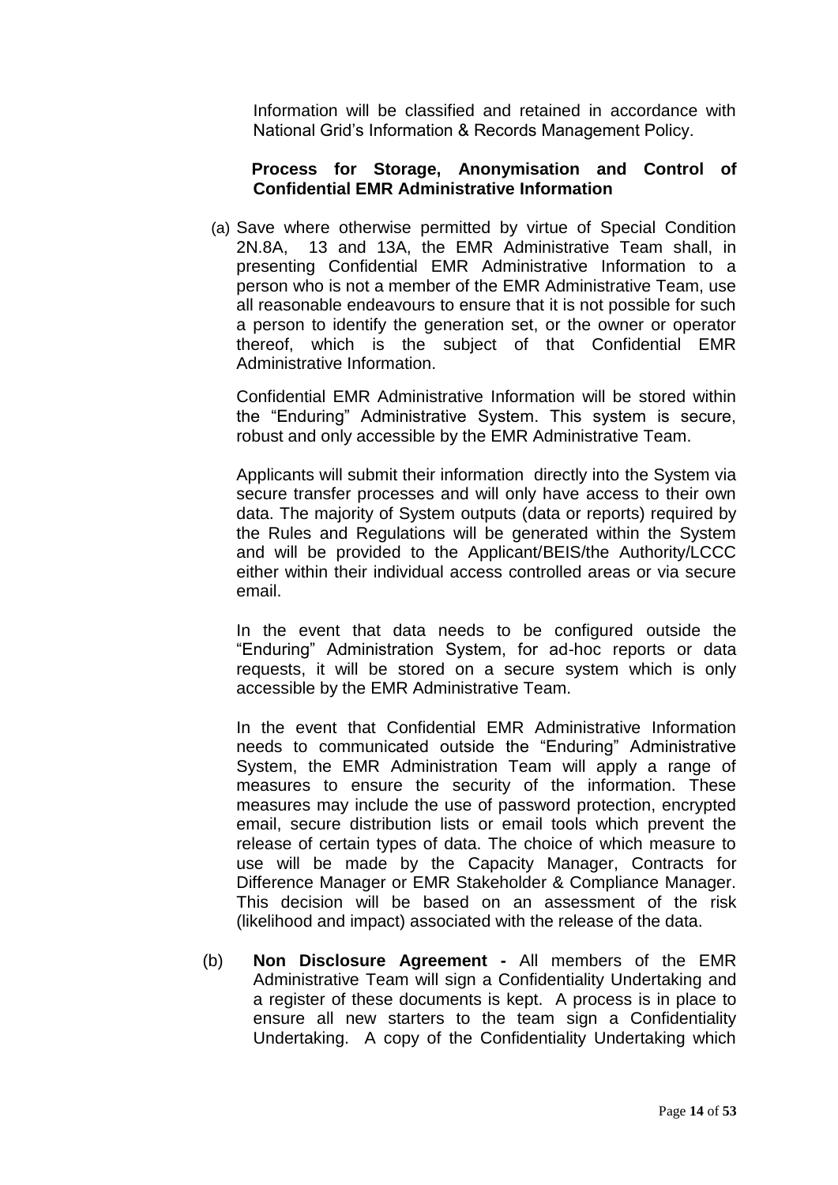Information will be classified and retained in accordance with National Grid's Information & Records Management Policy.

**Process for Storage, Anonymisation and Control of Confidential EMR Administrative Information**

(a) Save where otherwise permitted by virtue of Special Condition 2N.8A, 13 and 13A, the EMR Administrative Team shall, in presenting Confidential EMR Administrative Information to a person who is not a member of the EMR Administrative Team, use all reasonable endeavours to ensure that it is not possible for such a person to identify the generation set, or the owner or operator thereof, which is the subject of that Confidential EMR Administrative Information.

Confidential EMR Administrative Information will be stored within the "Enduring" Administrative System. This system is secure, robust and only accessible by the EMR Administrative Team.

Applicants will submit their information directly into the System via secure transfer processes and will only have access to their own data. The majority of System outputs (data or reports) required by the Rules and Regulations will be generated within the System and will be provided to the Applicant/BEIS/the Authority/LCCC either within their individual access controlled areas or via secure email.

In the event that data needs to be configured outside the "Enduring" Administration System, for ad-hoc reports or data requests, it will be stored on a secure system which is only accessible by the EMR Administrative Team.

In the event that Confidential EMR Administrative Information needs to communicated outside the "Enduring" Administrative System, the EMR Administration Team will apply a range of measures to ensure the security of the information. These measures may include the use of password protection, encrypted email, secure distribution lists or email tools which prevent the release of certain types of data. The choice of which measure to use will be made by the Capacity Manager, Contracts for Difference Manager or EMR Stakeholder & Compliance Manager. This decision will be based on an assessment of the risk (likelihood and impact) associated with the release of the data.

(b) **Non Disclosure Agreement -** All members of the EMR Administrative Team will sign a Confidentiality Undertaking and a register of these documents is kept. A process is in place to ensure all new starters to the team sign a Confidentiality Undertaking. A copy of the Confidentiality Undertaking which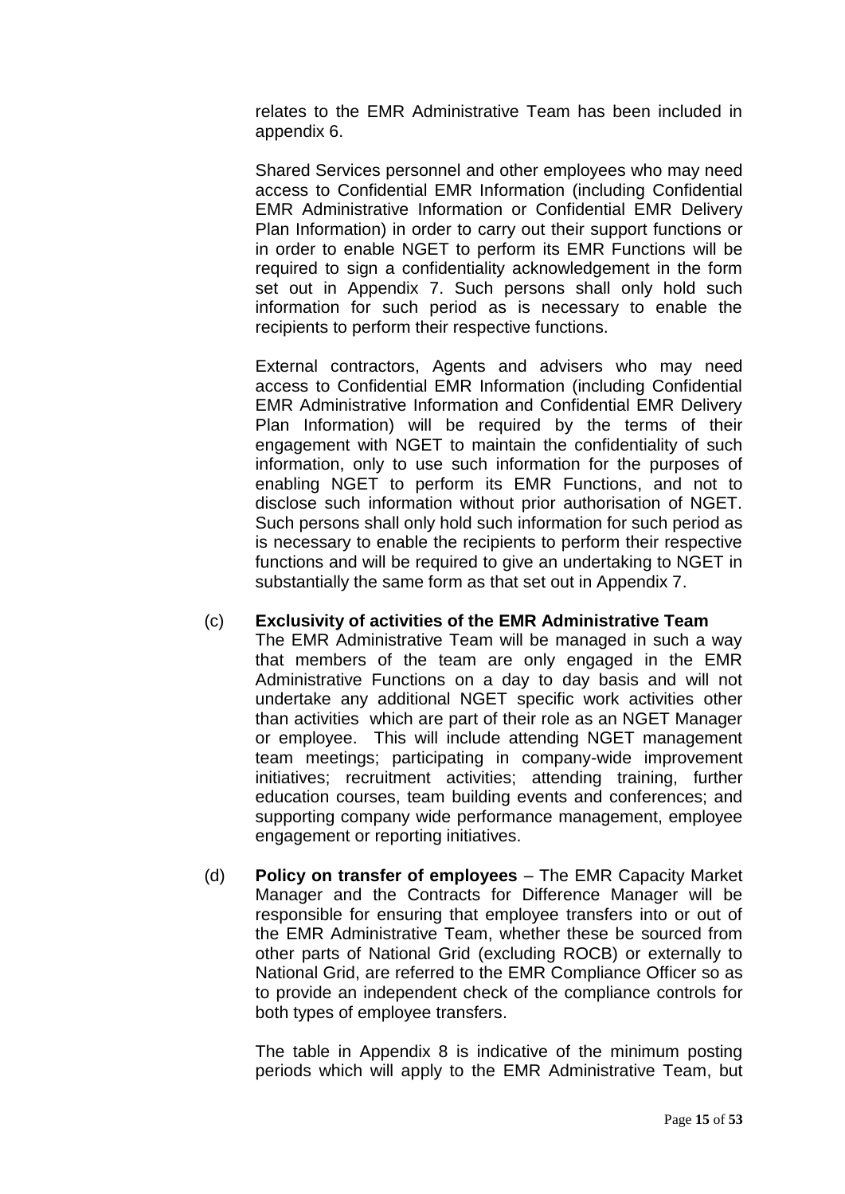relates to the EMR Administrative Team has been included in appendix 6.

Shared Services personnel and other employees who may need access to Confidential EMR Information (including Confidential EMR Administrative Information or Confidential EMR Delivery Plan Information) in order to carry out their support functions or in order to enable NGET to perform its EMR Functions will be required to sign a confidentiality acknowledgement in the form set out in Appendix 7. Such persons shall only hold such information for such period as is necessary to enable the recipients to perform their respective functions.

External contractors, Agents and advisers who may need access to Confidential EMR Information (including Confidential EMR Administrative Information and Confidential EMR Delivery Plan Information) will be required by the terms of their engagement with NGET to maintain the confidentiality of such information, only to use such information for the purposes of enabling NGET to perform its EMR Functions, and not to disclose such information without prior authorisation of NGET. Such persons shall only hold such information for such period as is necessary to enable the recipients to perform their respective functions and will be required to give an undertaking to NGET in substantially the same form as that set out in Appendix 7.

(c) **Exclusivity of activities of the EMR Administrative Team**
The EMR Administrative Team will be managed in such a way that members of the team are only engaged in the EMR Administrative Functions on a day to day basis and will not undertake any additional NGET specific work activities other than activities which are part of their role as an NGET Manager or employee. This will include attending NGET management team meetings; participating in company-wide improvement initiatives; recruitment activities; attending training, further education courses, team building events and conferences; and supporting company wide performance management, employee engagement or reporting initiatives.

(d) **Policy on transfer of employees** – The EMR Capacity Market Manager and the Contracts for Difference Manager will be responsible for ensuring that employee transfers into or out of the EMR Administrative Team, whether these be sourced from other parts of National Grid (excluding ROCB) or externally to National Grid, are referred to the EMR Compliance Officer so as to provide an independent check of the compliance controls for both types of employee transfers.

The table in Appendix 8 is indicative of the minimum posting periods which will apply to the EMR Administrative Team, but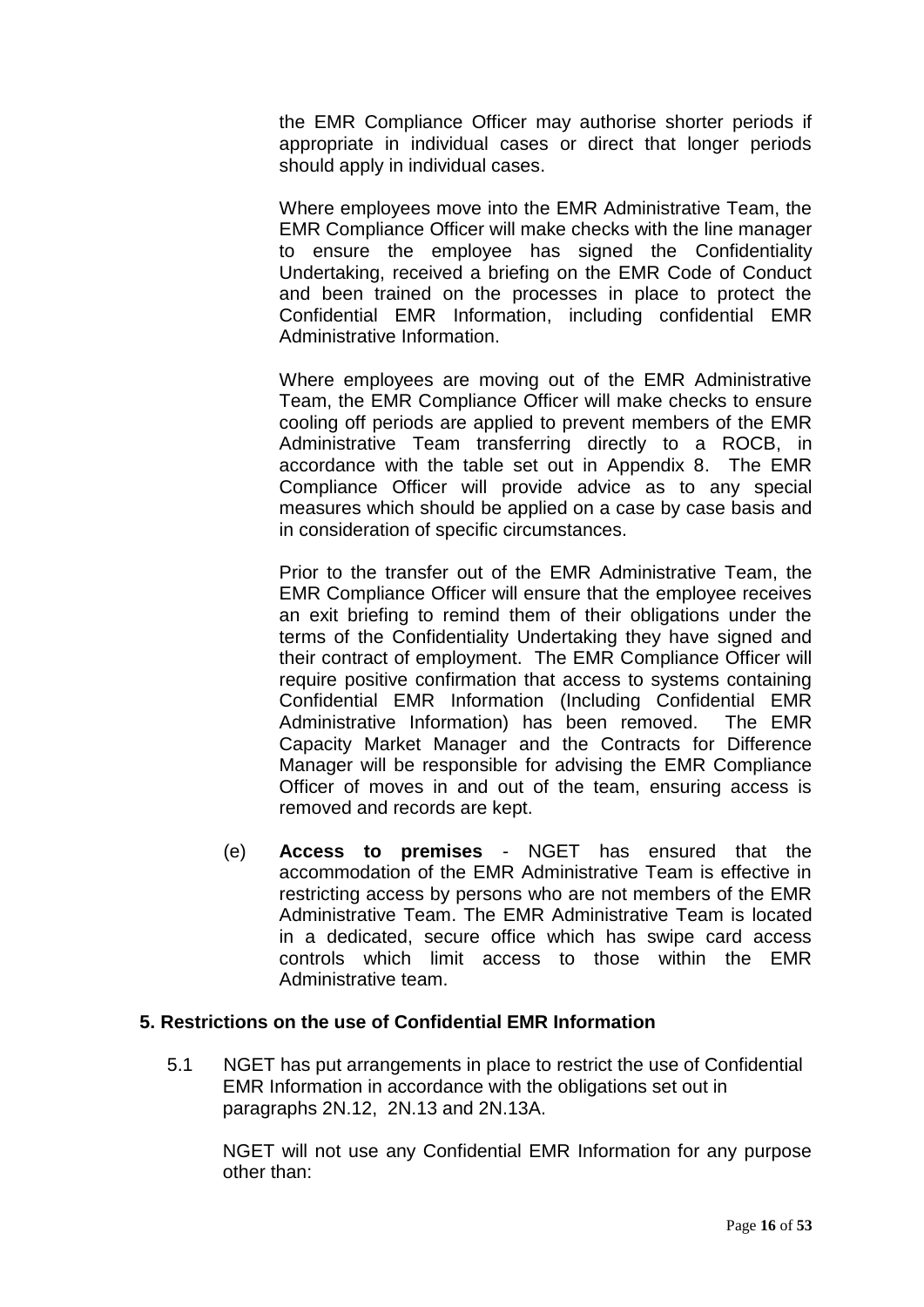the EMR Compliance Officer may authorise shorter periods if appropriate in individual cases or direct that longer periods should apply in individual cases.

Where employees move into the EMR Administrative Team, the EMR Compliance Officer will make checks with the line manager to ensure the employee has signed the Confidentiality Undertaking, received a briefing on the EMR Code of Conduct and been trained on the processes in place to protect the Confidential EMR Information, including confidential EMR Administrative Information.

Where employees are moving out of the EMR Administrative Team, the EMR Compliance Officer will make checks to ensure cooling off periods are applied to prevent members of the EMR Administrative Team transferring directly to a ROCB, in accordance with the table set out in Appendix 8. The EMR Compliance Officer will provide advice as to any special measures which should be applied on a case by case basis and in consideration of specific circumstances.

Prior to the transfer out of the EMR Administrative Team, the EMR Compliance Officer will ensure that the employee receives an exit briefing to remind them of their obligations under the terms of the Confidentiality Undertaking they have signed and their contract of employment. The EMR Compliance Officer will require positive confirmation that access to systems containing Confidential EMR Information (Including Confidential EMR Administrative Information) has been removed. The EMR Capacity Market Manager and the Contracts for Difference Manager will be responsible for advising the EMR Compliance Officer of moves in and out of the team, ensuring access is removed and records are kept.

(e) **Access to premises** - NGET has ensured that the accommodation of the EMR Administrative Team is effective in restricting access by persons who are not members of the EMR Administrative Team. The EMR Administrative Team is located in a dedicated, secure office which has swipe card access controls which limit access to those within the EMR Administrative team.

## 5. Restrictions on the use of Confidential EMR Information

5.1 NGET has put arrangements in place to restrict the use of Confidential EMR Information in accordance with the obligations set out in paragraphs 2N.12, 2N.13 and 2N.13A.

NGET will not use any Confidential EMR Information for any purpose other than: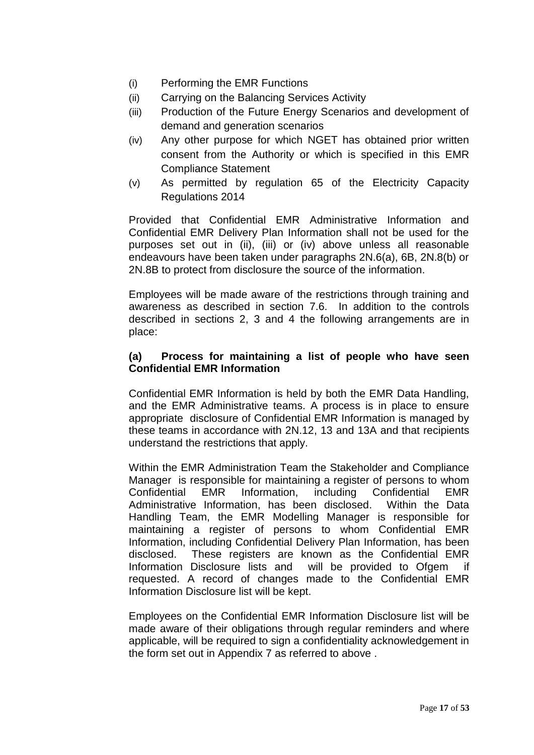(i) Performing the EMR Functions

(ii) Carrying on the Balancing Services Activity

(iii) Production of the Future Energy Scenarios and development of demand and generation scenarios

(iv) Any other purpose for which NGET has obtained prior written consent from the Authority or which is specified in this EMR Compliance Statement

(v) As permitted by regulation 65 of the Electricity Capacity Regulations 2014

Provided that Confidential EMR Administrative Information and Confidential EMR Delivery Plan Information shall not be used for the purposes set out in (ii), (iii) or (iv) above unless all reasonable endeavours have been taken under paragraphs 2N.6(a), 6B, 2N.8(b) or 2N.8B to protect from disclosure the source of the information.

Employees will be made aware of the restrictions through training and awareness as described in section 7.6. In addition to the controls described in sections 2, 3 and 4 the following arrangements are in place:

**(a) Process for maintaining a list of people who have seen Confidential EMR Information**

Confidential EMR Information is held by both the EMR Data Handling, and the EMR Administrative teams. A process is in place to ensure appropriate disclosure of Confidential EMR Information is managed by these teams in accordance with 2N.12, 13 and 13A and that recipients understand the restrictions that apply.

Within the EMR Administration Team the Stakeholder and Compliance Manager is responsible for maintaining a register of persons to whom Confidential EMR Information, including Confidential EMR Administrative Information, has been disclosed. Within the Data Handling Team, the EMR Modelling Manager is responsible for maintaining a register of persons to whom Confidential EMR Information, including Confidential Delivery Plan Information, has been disclosed. These registers are known as the Confidential EMR Information Disclosure lists and will be provided to Ofgem if requested. A record of changes made to the Confidential EMR Information Disclosure list will be kept.

Employees on the Confidential EMR Information Disclosure list will be made aware of their obligations through regular reminders and where applicable, will be required to sign a confidentiality acknowledgement in the form set out in Appendix 7 as referred to above .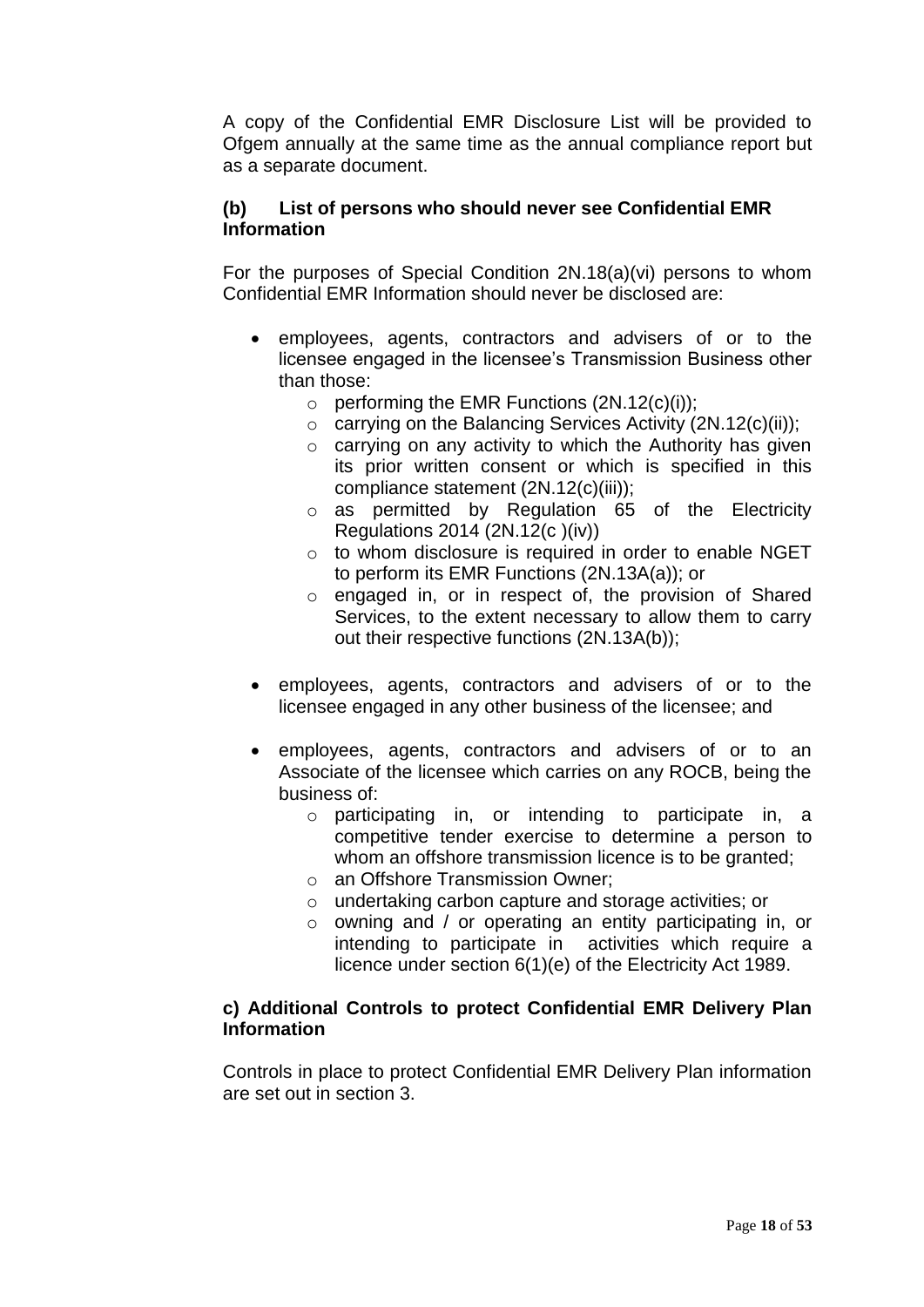A copy of the Confidential EMR Disclosure List will be provided to Ofgem annually at the same time as the annual compliance report but as a separate document.

### (b) List of persons who should never see Confidential EMR Information

For the purposes of Special Condition 2N.18(a)(vi) persons to whom Confidential EMR Information should never be disclosed are:

- employees, agents, contractors and advisers of or to the licensee engaged in the licensee's Transmission Business other than those:
  - performing the EMR Functions (2N.12(c)(i));
  - carrying on the Balancing Services Activity (2N.12(c)(ii));
  - carrying on any activity to which the Authority has given its prior written consent or which is specified in this compliance statement (2N.12(c)(iii));
  - as permitted by Regulation 65 of the Electricity Regulations 2014 (2N.12(c )(iv))
  - to whom disclosure is required in order to enable NGET to perform its EMR Functions (2N.13A(a)); or
  - engaged in, or in respect of, the provision of Shared Services, to the extent necessary to allow them to carry out their respective functions (2N.13A(b));

- employees, agents, contractors and advisers of or to the licensee engaged in any other business of the licensee; and

- employees, agents, contractors and advisers of or to an Associate of the licensee which carries on any ROCB, being the business of:
  - participating in, or intending to participate in, a competitive tender exercise to determine a person to whom an offshore transmission licence is to be granted;
  - an Offshore Transmission Owner;
  - undertaking carbon capture and storage activities; or
  - owning and / or operating an entity participating in, or intending to participate in activities which require a licence under section 6(1)(e) of the Electricity Act 1989.

### c) Additional Controls to protect Confidential EMR Delivery Plan Information

Controls in place to protect Confidential EMR Delivery Plan information are set out in section 3.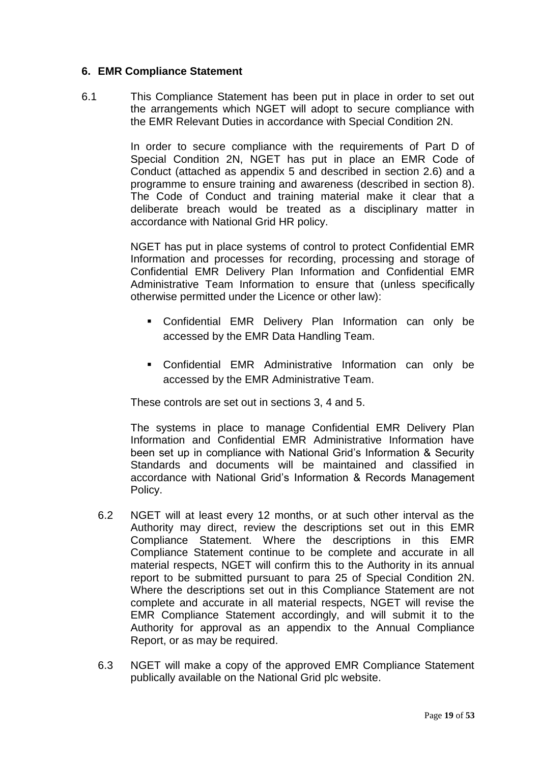## 6. EMR Compliance Statement

6.1 This Compliance Statement has been put in place in order to set out the arrangements which NGET will adopt to secure compliance with the EMR Relevant Duties in accordance with Special Condition 2N.

In order to secure compliance with the requirements of Part D of Special Condition 2N, NGET has put in place an EMR Code of Conduct (attached as appendix 5 and described in section 2.6) and a programme to ensure training and awareness (described in section 8). The Code of Conduct and training material make it clear that a deliberate breach would be treated as a disciplinary matter in accordance with National Grid HR policy.

NGET has put in place systems of control to protect Confidential EMR Information and processes for recording, processing and storage of Confidential EMR Delivery Plan Information and Confidential EMR Administrative Team Information to ensure that (unless specifically otherwise permitted under the Licence or other law):

- Confidential EMR Delivery Plan Information can only be accessed by the EMR Data Handling Team.
- Confidential EMR Administrative Information can only be accessed by the EMR Administrative Team.

These controls are set out in sections 3, 4 and 5.

The systems in place to manage Confidential EMR Delivery Plan Information and Confidential EMR Administrative Information have been set up in compliance with National Grid's Information & Security Standards and documents will be maintained and classified in accordance with National Grid's Information & Records Management Policy.

6.2 NGET will at least every 12 months, or at such other interval as the Authority may direct, review the descriptions set out in this EMR Compliance Statement. Where the descriptions in this EMR Compliance Statement continue to be complete and accurate in all material respects, NGET will confirm this to the Authority in its annual report to be submitted pursuant to para 25 of Special Condition 2N. Where the descriptions set out in this Compliance Statement are not complete and accurate in all material respects, NGET will revise the EMR Compliance Statement accordingly, and will submit it to the Authority for approval as an appendix to the Annual Compliance Report, or as may be required.

6.3 NGET will make a copy of the approved EMR Compliance Statement publically available on the National Grid plc website.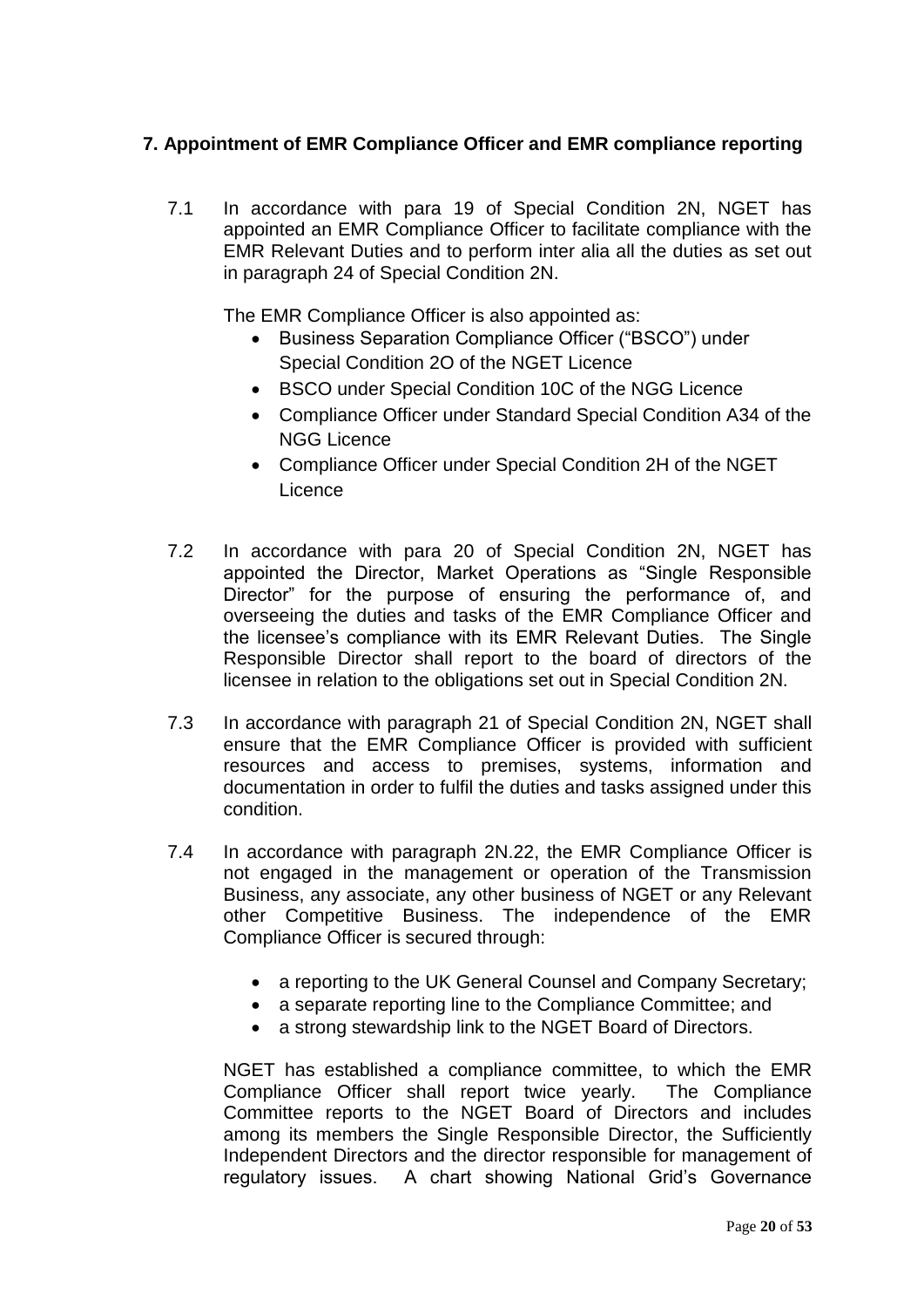## 7. Appointment of EMR Compliance Officer and EMR compliance reporting

7.1 In accordance with para 19 of Special Condition 2N, NGET has appointed an EMR Compliance Officer to facilitate compliance with the EMR Relevant Duties and to perform inter alia all the duties as set out in paragraph 24 of Special Condition 2N.

The EMR Compliance Officer is also appointed as:

- Business Separation Compliance Officer ("BSCO") under Special Condition 2O of the NGET Licence
- BSCO under Special Condition 10C of the NGG Licence
- Compliance Officer under Standard Special Condition A34 of the NGG Licence
- Compliance Officer under Special Condition 2H of the NGET Licence

7.2 In accordance with para 20 of Special Condition 2N, NGET has appointed the Director, Market Operations as "Single Responsible Director" for the purpose of ensuring the performance of, and overseeing the duties and tasks of the EMR Compliance Officer and the licensee's compliance with its EMR Relevant Duties. The Single Responsible Director shall report to the board of directors of the licensee in relation to the obligations set out in Special Condition 2N.

7.3 In accordance with paragraph 21 of Special Condition 2N, NGET shall ensure that the EMR Compliance Officer is provided with sufficient resources and access to premises, systems, information and documentation in order to fulfil the duties and tasks assigned under this condition.

7.4 In accordance with paragraph 2N.22, the EMR Compliance Officer is not engaged in the management or operation of the Transmission Business, any associate, any other business of NGET or any Relevant other Competitive Business. The independence of the EMR Compliance Officer is secured through:

- a reporting to the UK General Counsel and Company Secretary;
- a separate reporting line to the Compliance Committee; and
- a strong stewardship link to the NGET Board of Directors.

NGET has established a compliance committee, to which the EMR Compliance Officer shall report twice yearly. The Compliance Committee reports to the NGET Board of Directors and includes among its members the Single Responsible Director, the Sufficiently Independent Directors and the director responsible for management of regulatory issues. A chart showing National Grid's Governance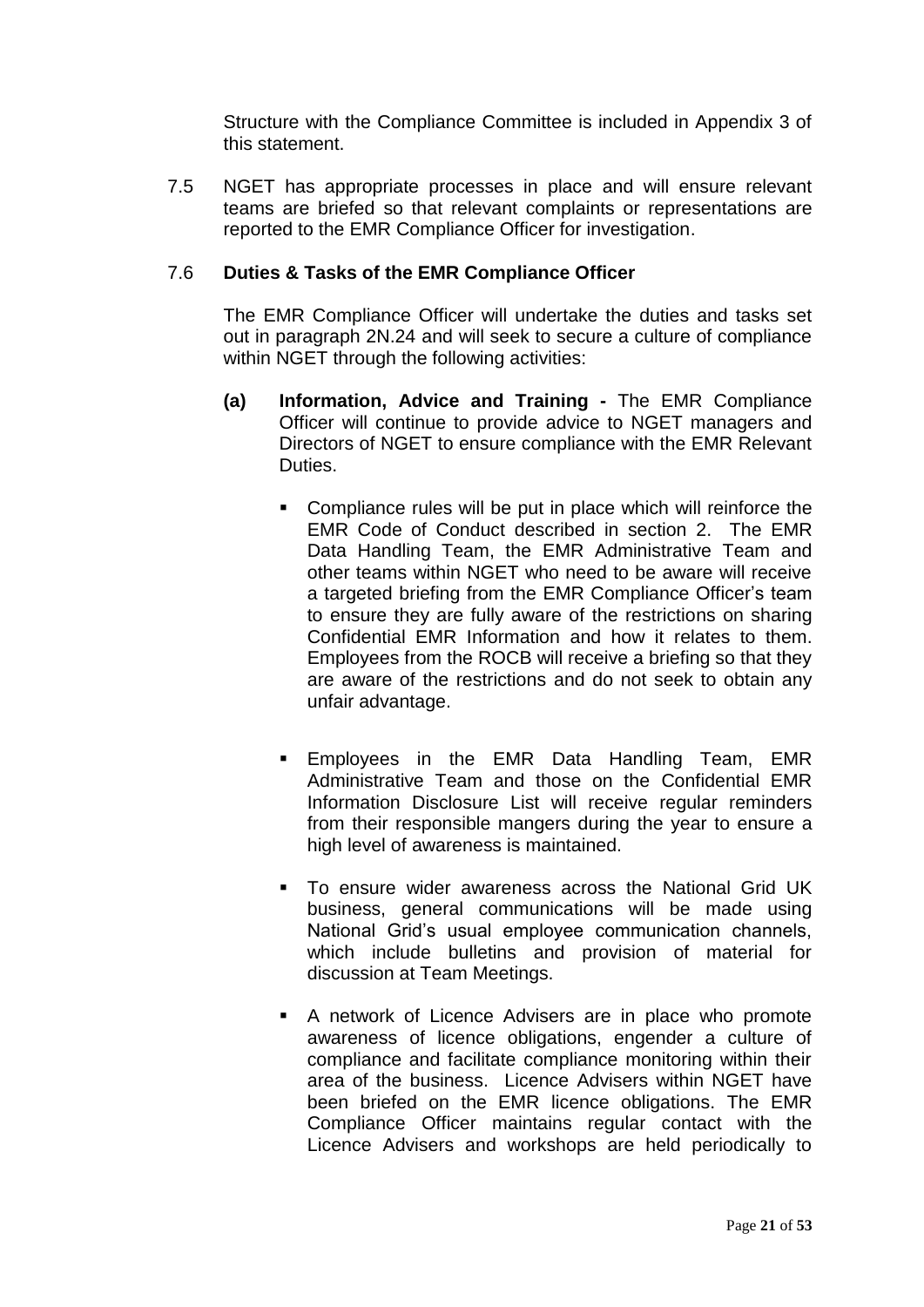Structure with the Compliance Committee is included in Appendix 3 of this statement.

7.5 NGET has appropriate processes in place and will ensure relevant teams are briefed so that relevant complaints or representations are reported to the EMR Compliance Officer for investigation.

7.6 **Duties & Tasks of the EMR Compliance Officer**

The EMR Compliance Officer will undertake the duties and tasks set out in paragraph 2N.24 and will seek to secure a culture of compliance within NGET through the following activities:

**(a) Information, Advice and Training -** The EMR Compliance Officer will continue to provide advice to NGET managers and Directors of NGET to ensure compliance with the EMR Relevant Duties.

- Compliance rules will be put in place which will reinforce the EMR Code of Conduct described in section 2. The EMR Data Handling Team, the EMR Administrative Team and other teams within NGET who need to be aware will receive a targeted briefing from the EMR Compliance Officer's team to ensure they are fully aware of the restrictions on sharing Confidential EMR Information and how it relates to them. Employees from the ROCB will receive a briefing so that they are aware of the restrictions and do not seek to obtain any unfair advantage.

- Employees in the EMR Data Handling Team, EMR Administrative Team and those on the Confidential EMR Information Disclosure List will receive regular reminders from their responsible mangers during the year to ensure a high level of awareness is maintained.

- To ensure wider awareness across the National Grid UK business, general communications will be made using National Grid's usual employee communication channels, which include bulletins and provision of material for discussion at Team Meetings.

- A network of Licence Advisers are in place who promote awareness of licence obligations, engender a culture of compliance and facilitate compliance monitoring within their area of the business. Licence Advisers within NGET have been briefed on the EMR licence obligations. The EMR Compliance Officer maintains regular contact with the Licence Advisers and workshops are held periodically to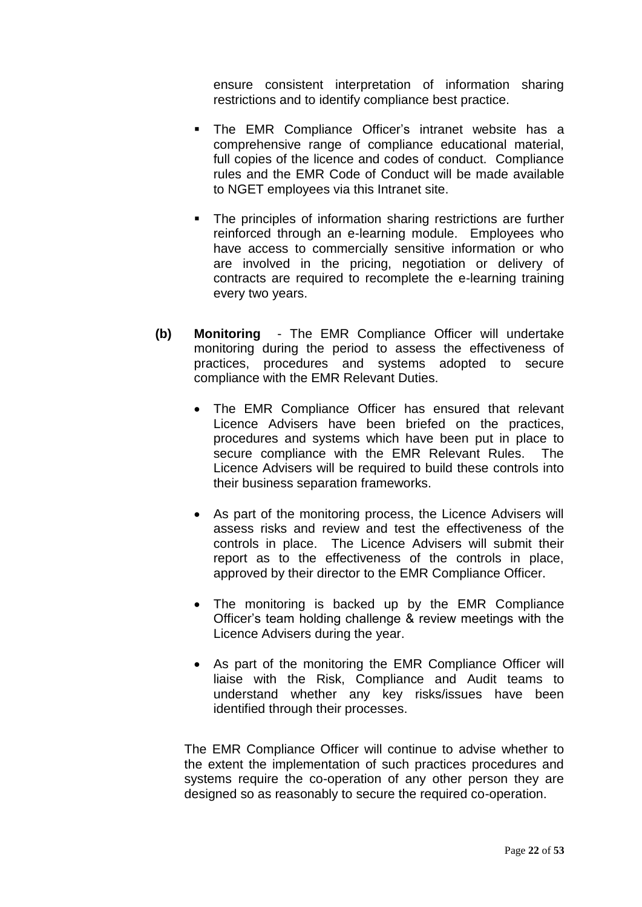ensure consistent interpretation of information sharing restrictions and to identify compliance best practice.

- The EMR Compliance Officer's intranet website has a comprehensive range of compliance educational material, full copies of the licence and codes of conduct. Compliance rules and the EMR Code of Conduct will be made available to NGET employees via this Intranet site.
- The principles of information sharing restrictions are further reinforced through an e-learning module. Employees who have access to commercially sensitive information or who are involved in the pricing, negotiation or delivery of contracts are required to recomplete the e-learning training every two years.

**(b)** **Monitoring** - The EMR Compliance Officer will undertake monitoring during the period to assess the effectiveness of practices, procedures and systems adopted to secure compliance with the EMR Relevant Duties.

- The EMR Compliance Officer has ensured that relevant Licence Advisers have been briefed on the practices, procedures and systems which have been put in place to secure compliance with the EMR Relevant Rules. The Licence Advisers will be required to build these controls into their business separation frameworks.
- As part of the monitoring process, the Licence Advisers will assess risks and review and test the effectiveness of the controls in place. The Licence Advisers will submit their report as to the effectiveness of the controls in place, approved by their director to the EMR Compliance Officer.
- The monitoring is backed up by the EMR Compliance Officer's team holding challenge & review meetings with the Licence Advisers during the year.
- As part of the monitoring the EMR Compliance Officer will liaise with the Risk, Compliance and Audit teams to understand whether any key risks/issues have been identified through their processes.

The EMR Compliance Officer will continue to advise whether to the extent the implementation of such practices procedures and systems require the co-operation of any other person they are designed so as reasonably to secure the required co-operation.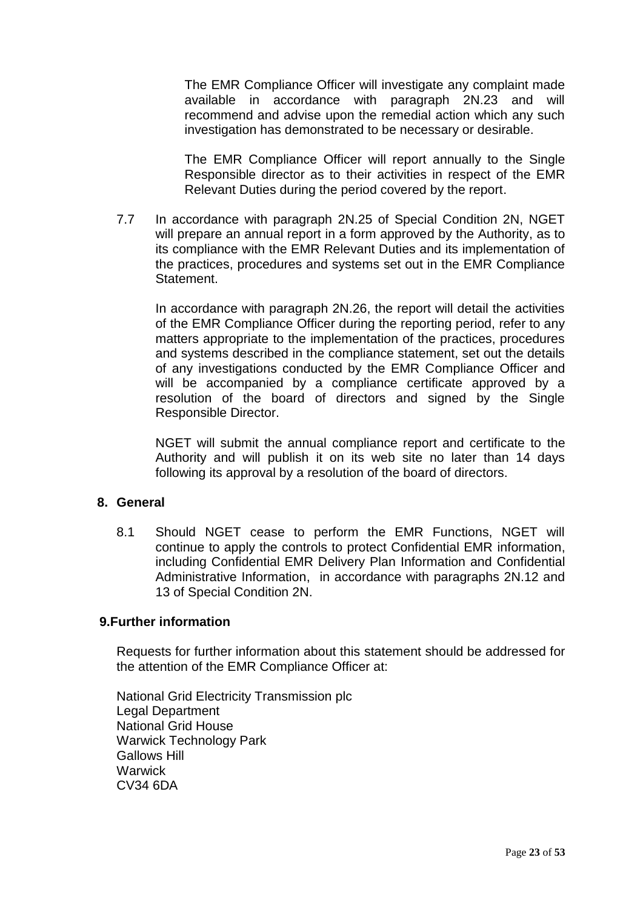The EMR Compliance Officer will investigate any complaint made available in accordance with paragraph 2N.23 and will recommend and advise upon the remedial action which any such investigation has demonstrated to be necessary or desirable.

The EMR Compliance Officer will report annually to the Single Responsible director as to their activities in respect of the EMR Relevant Duties during the period covered by the report.

7.7 In accordance with paragraph 2N.25 of Special Condition 2N, NGET will prepare an annual report in a form approved by the Authority, as to its compliance with the EMR Relevant Duties and its implementation of the practices, procedures and systems set out in the EMR Compliance Statement.

In accordance with paragraph 2N.26, the report will detail the activities of the EMR Compliance Officer during the reporting period, refer to any matters appropriate to the implementation of the practices, procedures and systems described in the compliance statement, set out the details of any investigations conducted by the EMR Compliance Officer and will be accompanied by a compliance certificate approved by a resolution of the board of directors and signed by the Single Responsible Director.

NGET will submit the annual compliance report and certificate to the Authority and will publish it on its web site no later than 14 days following its approval by a resolution of the board of directors.

## 8. General

8.1 Should NGET cease to perform the EMR Functions, NGET will continue to apply the controls to protect Confidential EMR information, including Confidential EMR Delivery Plan Information and Confidential Administrative Information, in accordance with paragraphs 2N.12 and 13 of Special Condition 2N.

## 9. Further information

Requests for further information about this statement should be addressed for the attention of the EMR Compliance Officer at:

National Grid Electricity Transmission plc
Legal Department
National Grid House
Warwick Technology Park
Gallows Hill
Warwick
CV34 6DA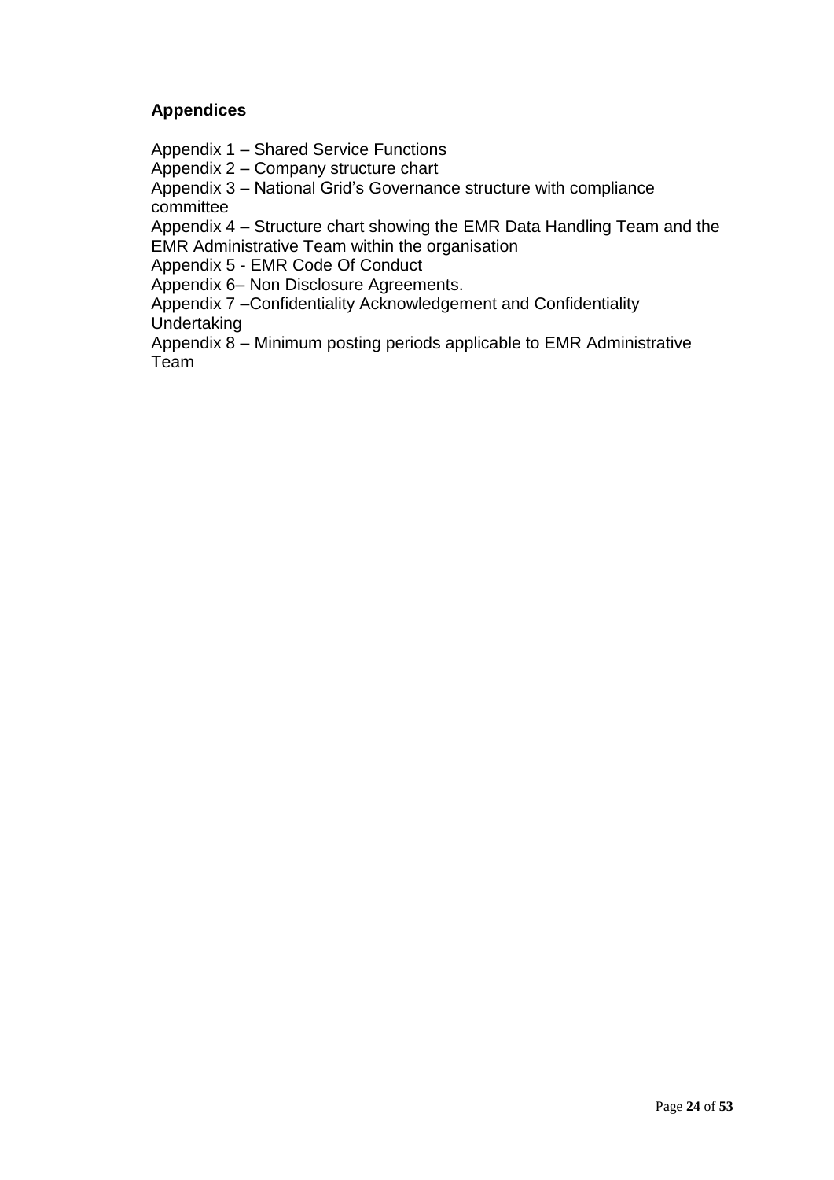## Appendices

Appendix 1 – Shared Service Functions  
Appendix 2 – Company structure chart  
Appendix 3 – National Grid's Governance structure with compliance committee  
Appendix 4 – Structure chart showing the EMR Data Handling Team and the EMR Administrative Team within the organisation  
Appendix 5 - EMR Code Of Conduct  
Appendix 6– Non Disclosure Agreements.  
Appendix 7 –Confidentiality Acknowledgement and Confidentiality Undertaking  
Appendix 8 – Minimum posting periods applicable to EMR Administrative Team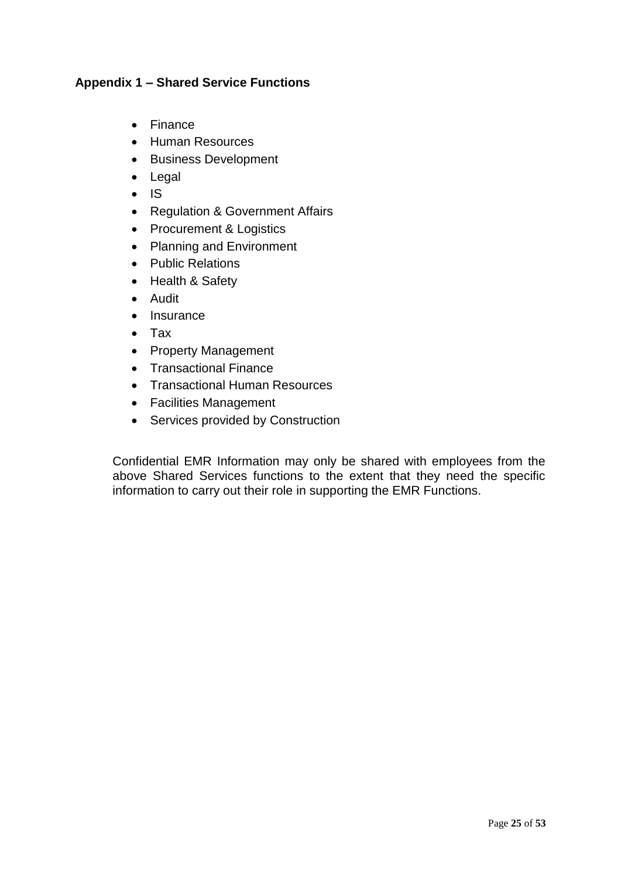**Appendix 1 – Shared Service Functions**

- Finance
- Human Resources
- Business Development
- Legal
- IS
- Regulation & Government Affairs
- Procurement & Logistics
- Planning and Environment
- Public Relations
- Health & Safety
- Audit
- Insurance
- Tax
- Property Management
- Transactional Finance
- Transactional Human Resources
- Facilities Management
- Services provided by Construction

Confidential EMR Information may only be shared with employees from the above Shared Services functions to the extent that they need the specific information to carry out their role in supporting the EMR Functions.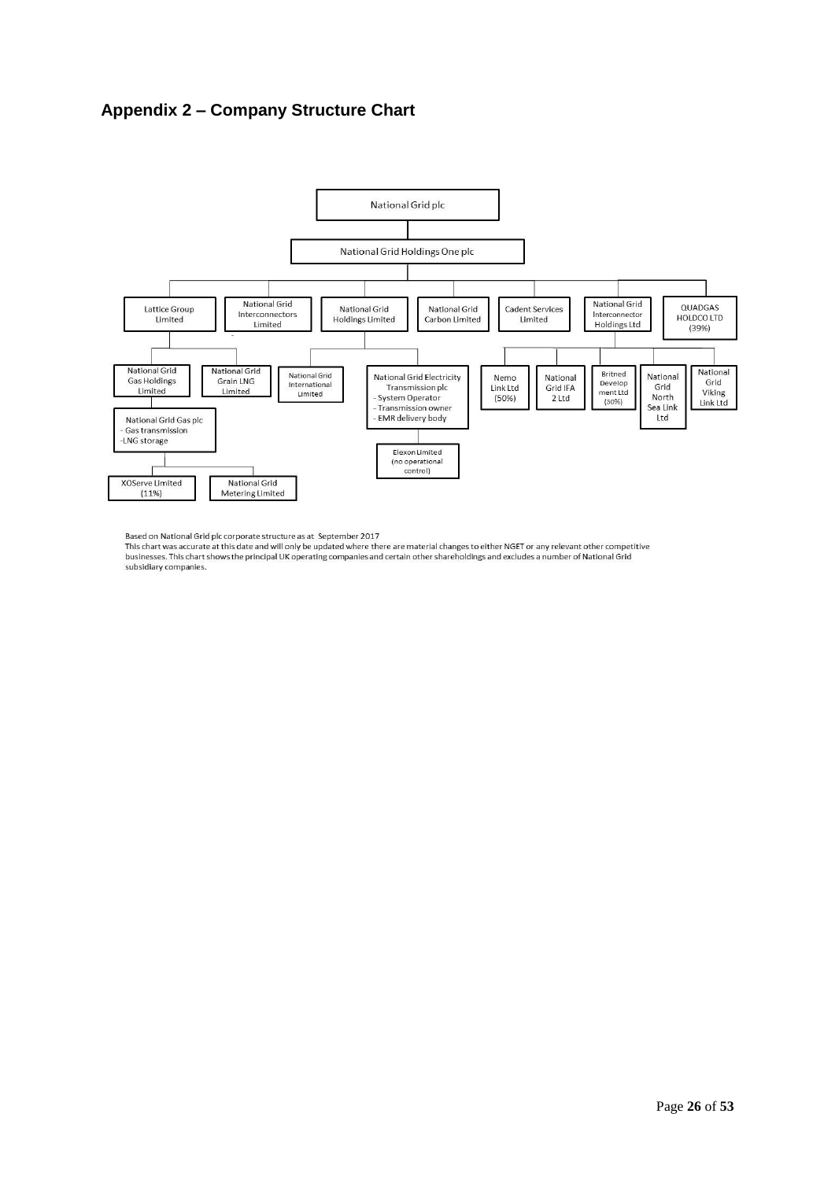## Appendix 2 – Company Structure Chart

- National Grid plc
  - National Grid Holdings One plc
    - Lattice Group Limited
      - National Grid Gas Holdings Limited
        - National Grid Gas plc
          - Gas transmission
          - LNG storage
            - XOServe Limited (11%)
            - National Grid Metering Limited
      - National Grid Grain LNG Limited
    - National Grid Interconnectors Limited
    - National Grid Holdings Limited
      - National Grid International Limited
      - National Grid Electricity Transmission plc
        - System Operator
        - Transmission owner
        - EMR delivery body
          - Elexon Limited (no operational control)
    - National Grid Carbon Limited
    - Cadent Services Limited
    - National Grid Interconnector Holdings Ltd
      - Nemo Link Ltd (50%)
      - National Grid IFA 2 Ltd
      - Britned Development Ltd (50%)
      - National Grid North Sea Link Ltd
      - National Grid Viking Link Ltd
    - QUADGAS HOLDCO LTD (39%)

Based on National Grid plc corporate structure as at September 2017

This chart was accurate at this date and will only be updated where there are material changes to either NGET or any relevant other competitive businesses. This chart shows the principal UK operating companies and certain other shareholdings and excludes a number of National Grid subsidiary companies.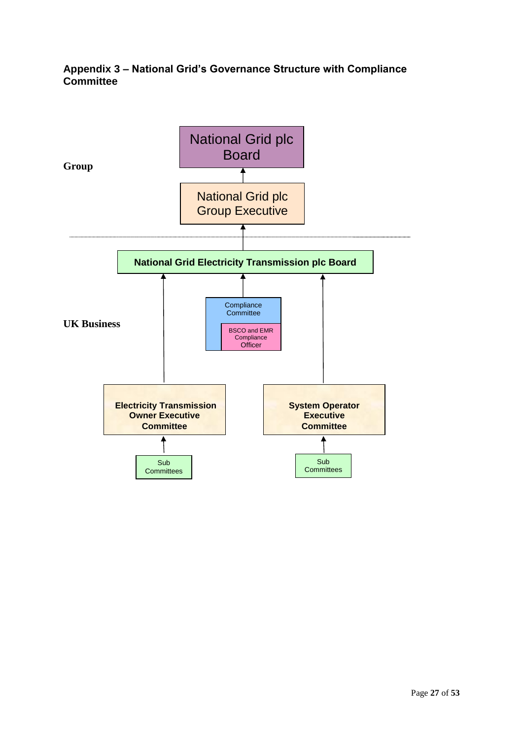### Appendix 3 – National Grid's Governance Structure with Compliance Committee

**Group**

National Grid plc Board

National Grid plc Group Executive

**National Grid Electricity Transmission plc Board**

**UK Business**

Compliance Committee

BSCO and EMR Compliance Officer

**Electricity Transmission Owner Executive Committee**

**System Operator Executive Committee**

Sub Committees

Sub Committees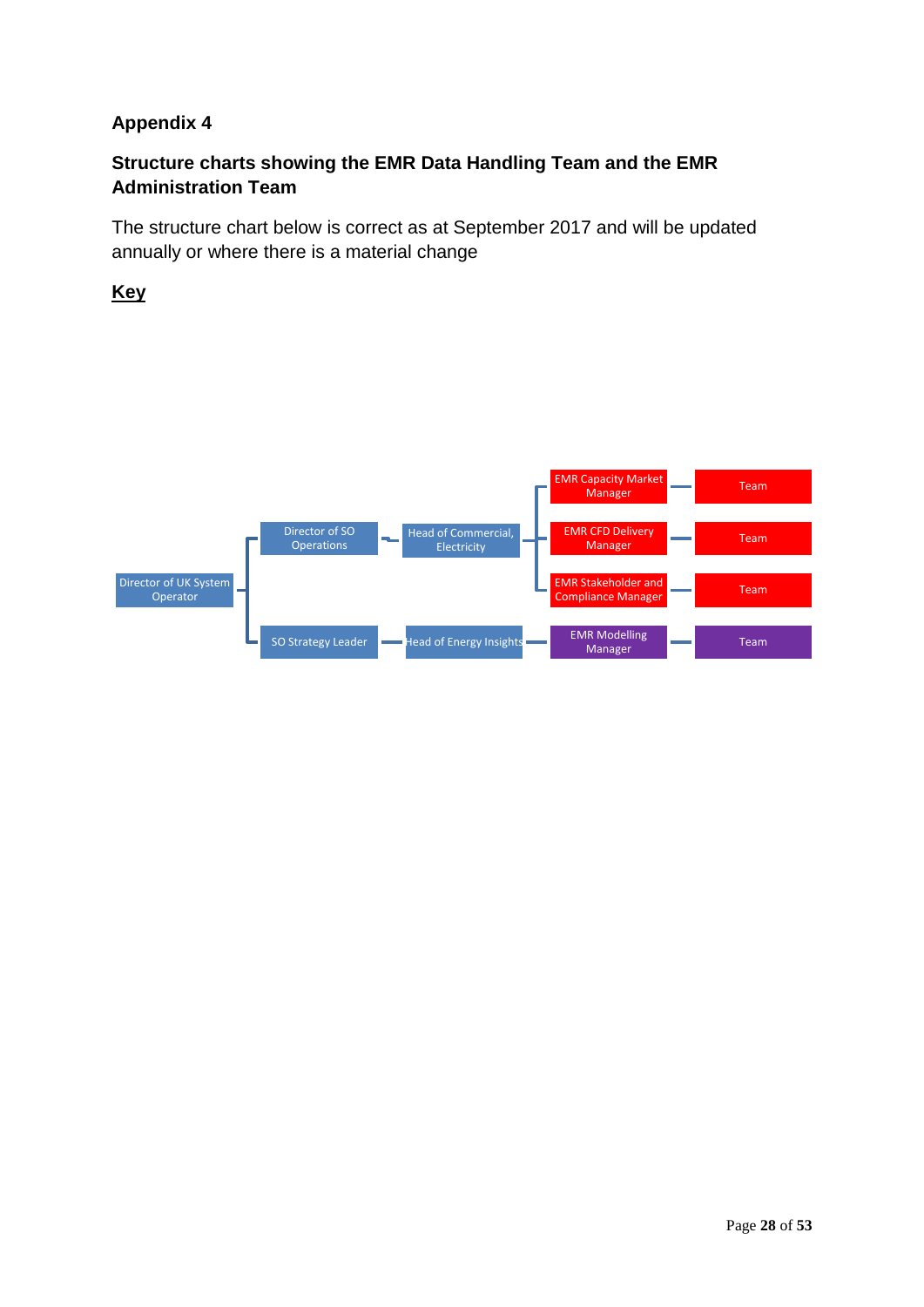## Appendix 4

### Structure charts showing the EMR Data Handling Team and the EMR Administration Team

The structure chart below is correct as at September 2017 and will be updated annually or where there is a material change

**Key**

- Director of UK System Operator
  - Director of SO Operations
    - Head of Commercial, Electricity
      - EMR Capacity Market Manager — Team
      - EMR CFD Delivery Manager — Team
      - EMR Stakeholder and Compliance Manager — Team
  - SO Strategy Leader
    - Head of Energy Insights
      - EMR Modelling Manager — Team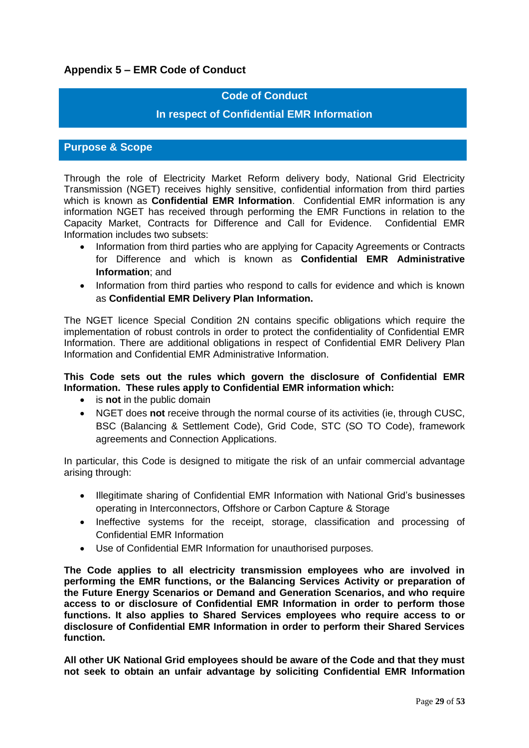## Appendix 5 – EMR Code of Conduct

### Code of Conduct

### In respect of Confidential EMR Information

### Purpose & Scope

Through the role of Electricity Market Reform delivery body, National Grid Electricity Transmission (NGET) receives highly sensitive, confidential information from third parties which is known as **Confidential EMR Information**. Confidential EMR information is any information NGET has received through performing the EMR Functions in relation to the Capacity Market, Contracts for Difference and Call for Evidence. Confidential EMR Information includes two subsets:

- Information from third parties who are applying for Capacity Agreements or Contracts for Difference and which is known as **Confidential EMR Administrative Information**; and
- Information from third parties who respond to calls for evidence and which is known as **Confidential EMR Delivery Plan Information.**

The NGET licence Special Condition 2N contains specific obligations which require the implementation of robust controls in order to protect the confidentiality of Confidential EMR Information. There are additional obligations in respect of Confidential EMR Delivery Plan Information and Confidential EMR Administrative Information.

**This Code sets out the rules which govern the disclosure of Confidential EMR Information. These rules apply to Confidential EMR information which:**

- is **not** in the public domain
- NGET does **not** receive through the normal course of its activities (ie, through CUSC, BSC (Balancing & Settlement Code), Grid Code, STC (SO TO Code), framework agreements and Connection Applications.

In particular, this Code is designed to mitigate the risk of an unfair commercial advantage arising through:

- Illegitimate sharing of Confidential EMR Information with National Grid's businesses operating in Interconnectors, Offshore or Carbon Capture & Storage
- Ineffective systems for the receipt, storage, classification and processing of Confidential EMR Information
- Use of Confidential EMR Information for unauthorised purposes.

**The Code applies to all electricity transmission employees who are involved in performing the EMR functions, or the Balancing Services Activity or preparation of the Future Energy Scenarios or Demand and Generation Scenarios, and who require access to or disclosure of Confidential EMR Information in order to perform those functions. It also applies to Shared Services employees who require access to or disclosure of Confidential EMR Information in order to perform their Shared Services function.**

**All other UK National Grid employees should be aware of the Code and that they must not seek to obtain an unfair advantage by soliciting Confidential EMR Information**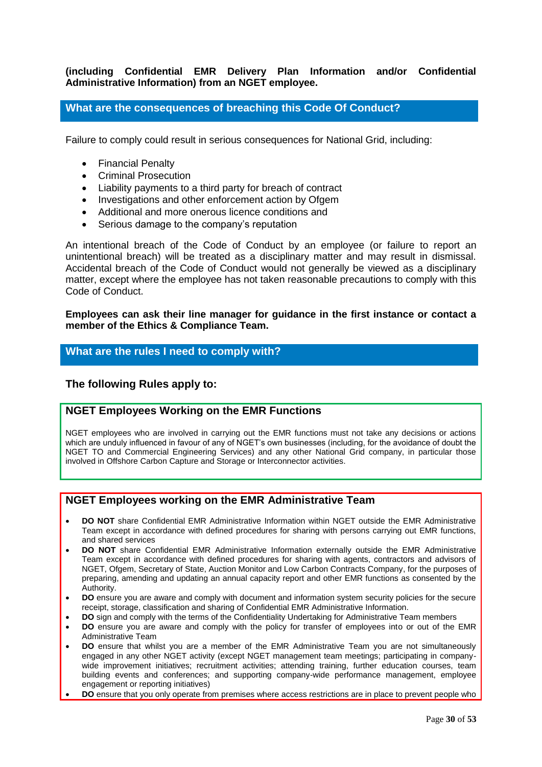**(including Confidential EMR Delivery Plan Information and/or Confidential Administrative Information) from an NGET employee.**

## What are the consequences of breaching this Code Of Conduct?

Failure to comply could result in serious consequences for National Grid, including:

- Financial Penalty
- Criminal Prosecution
- Liability payments to a third party for breach of contract
- Investigations and other enforcement action by Ofgem
- Additional and more onerous licence conditions and
- Serious damage to the company's reputation

An intentional breach of the Code of Conduct by an employee (or failure to report an unintentional breach) will be treated as a disciplinary matter and may result in dismissal. Accidental breach of the Code of Conduct would not generally be viewed as a disciplinary matter, except where the employee has not taken reasonable precautions to comply with this Code of Conduct.

**Employees can ask their line manager for guidance in the first instance or contact a member of the Ethics & Compliance Team.**

## What are the rules I need to comply with?

### The following Rules apply to:

### NGET Employees Working on the EMR Functions

NGET employees who are involved in carrying out the EMR functions must not take any decisions or actions which are unduly influenced in favour of any of NGET's own businesses (including, for the avoidance of doubt the NGET TO and Commercial Engineering Services) and any other National Grid company, in particular those involved in Offshore Carbon Capture and Storage or Interconnector activities.

### NGET Employees working on the EMR Administrative Team

- **DO NOT** share Confidential EMR Administrative Information within NGET outside the EMR Administrative Team except in accordance with defined procedures for sharing with persons carrying out EMR functions, and shared services
- **DO NOT** share Confidential EMR Administrative Information externally outside the EMR Administrative Team except in accordance with defined procedures for sharing with agents, contractors and advisors of NGET, Ofgem, Secretary of State, Auction Monitor and Low Carbon Contracts Company, for the purposes of preparing, amending and updating an annual capacity report and other EMR functions as consented by the Authority.
- **DO** ensure you are aware and comply with document and information system security policies for the secure receipt, storage, classification and sharing of Confidential EMR Administrative Information.
- **DO** sign and comply with the terms of the Confidentiality Undertaking for Administrative Team members
- **DO** ensure you are aware and comply with the policy for transfer of employees into or out of the EMR Administrative Team
- **DO** ensure that whilst you are a member of the EMR Administrative Team you are not simultaneously engaged in any other NGET activity (except NGET management team meetings; participating in company-wide improvement initiatives; recruitment activities; attending training, further education courses, team building events and conferences; and supporting company-wide performance management, employee engagement or reporting initiatives)
- **DO** ensure that you only operate from premises where access restrictions are in place to prevent people who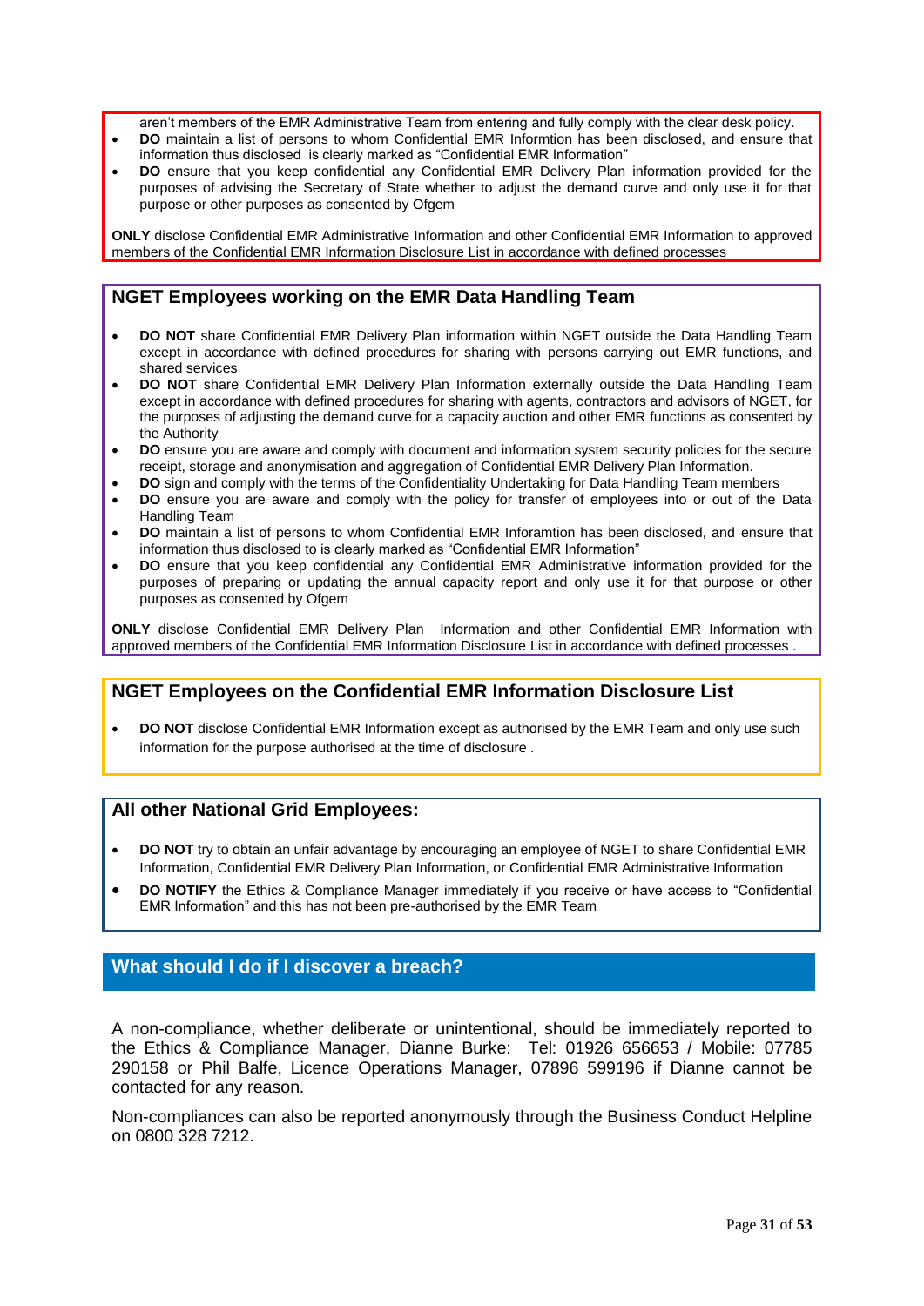aren't members of the EMR Administrative Team from entering and fully comply with the clear desk policy.

- **DO** maintain a list of persons to whom Confidential EMR Informtion has been disclosed, and ensure that information thus disclosed is clearly marked as "Confidential EMR Information"
- **DO** ensure that you keep confidential any Confidential EMR Delivery Plan information provided for the purposes of advising the Secretary of State whether to adjust the demand curve and only use it for that purpose or other purposes as consented by Ofgem

**ONLY** disclose Confidential EMR Administrative Information and other Confidential EMR Information to approved members of the Confidential EMR Information Disclosure List in accordance with defined processes

## NGET Employees working on the EMR Data Handling Team

- **DO NOT** share Confidential EMR Delivery Plan information within NGET outside the Data Handling Team except in accordance with defined procedures for sharing with persons carrying out EMR functions, and shared services
- **DO NOT** share Confidential EMR Delivery Plan Information externally outside the Data Handling Team except in accordance with defined procedures for sharing with agents, contractors and advisors of NGET, for the purposes of adjusting the demand curve for a capacity auction and other EMR functions as consented by the Authority
- **DO** ensure you are aware and comply with document and information system security policies for the secure receipt, storage and anonymisation and aggregation of Confidential EMR Delivery Plan Information.
- **DO** sign and comply with the terms of the Confidentiality Undertaking for Data Handling Team members
- **DO** ensure you are aware and comply with the policy for transfer of employees into or out of the Data Handling Team
- **DO** maintain a list of persons to whom Confidential EMR Inforamtion has been disclosed, and ensure that information thus disclosed to is clearly marked as "Confidential EMR Information"
- **DO** ensure that you keep confidential any Confidential EMR Administrative information provided for the purposes of preparing or updating the annual capacity report and only use it for that purpose or other purposes as consented by Ofgem

**ONLY** disclose Confidential EMR Delivery Plan Information and other Confidential EMR Information with approved members of the Confidential EMR Information Disclosure List in accordance with defined processes .

## NGET Employees on the Confidential EMR Information Disclosure List

- **DO NOT** disclose Confidential EMR Information except as authorised by the EMR Team and only use such information for the purpose authorised at the time of disclosure .

## All other National Grid Employees:

- **DO NOT** try to obtain an unfair advantage by encouraging an employee of NGET to share Confidential EMR Information, Confidential EMR Delivery Plan Information, or Confidential EMR Administrative Information
- **DO NOTIFY** the Ethics & Compliance Manager immediately if you receive or have access to "Confidential EMR Information" and this has not been pre-authorised by the EMR Team

## What should I do if I discover a breach?

A non-compliance, whether deliberate or unintentional, should be immediately reported to the Ethics & Compliance Manager, Dianne Burke: Tel: 01926 656653 / Mobile: 07785 290158 or Phil Balfe, Licence Operations Manager, 07896 599196 if Dianne cannot be contacted for any reason.

Non-compliances can also be reported anonymously through the Business Conduct Helpline on 0800 328 7212.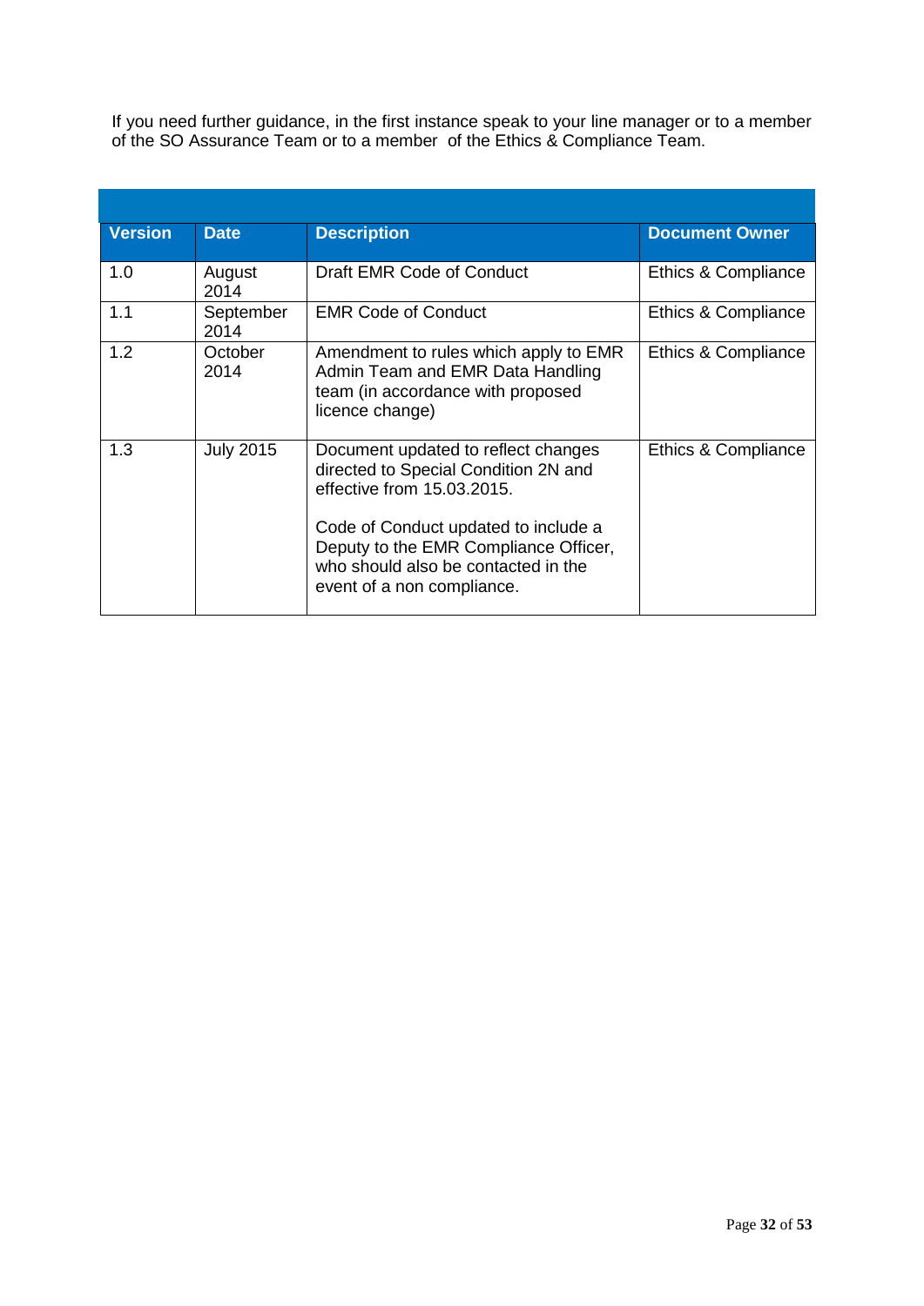If you need further guidance, in the first instance speak to your line manager or to a member of the SO Assurance Team or to a member of the Ethics & Compliance Team.

| Version | Date | Description | Document Owner |
| --- | --- | --- | --- |
| 1.0 | August 2014 | Draft EMR Code of Conduct | Ethics & Compliance |
| 1.1 | September 2014 | EMR Code of Conduct | Ethics & Compliance |
| 1.2 | October 2014 | Amendment to rules which apply to EMR Admin Team and EMR Data Handling team (in accordance with proposed licence change) | Ethics & Compliance |
| 1.3 | July 2015 | Document updated to reflect changes directed to Special Condition 2N and effective from 15.03.2015.<br><br>Code of Conduct updated to include a Deputy to the EMR Compliance Officer, who should also be contacted in the event of a non compliance. | Ethics & Compliance |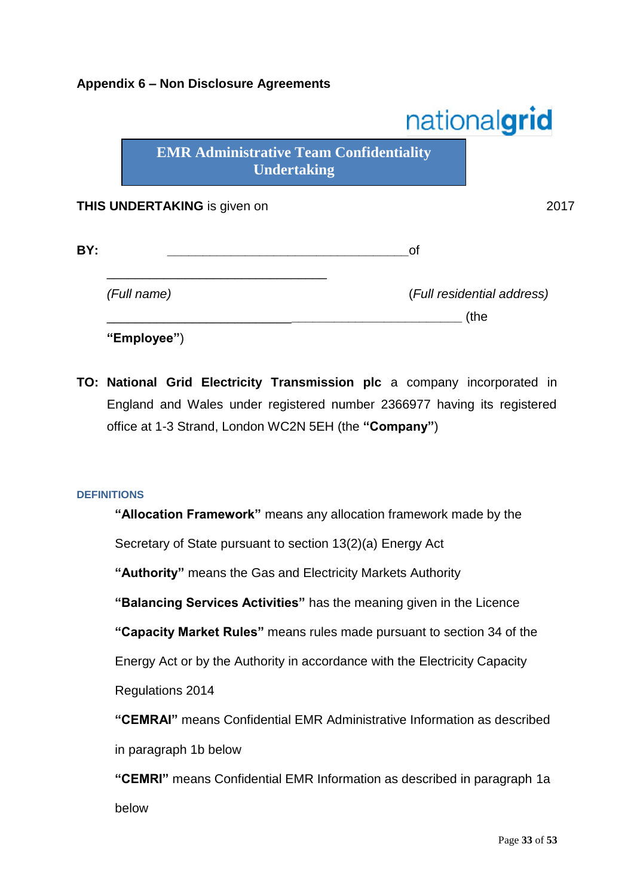**Appendix 6 – Non Disclosure Agreements**

nationalgrid

## EMR Administrative Team Confidentiality Undertaking

**THIS UNDERTAKING** is given on 2017

**BY:** ________________________________of

________________________________

*(Full name)* *(Full residential address)*

_____________________________________________________ (the

**"Employee"**)

**TO:** **National Grid Electricity Transmission plc** a company incorporated in England and Wales under registered number 2366977 having its registered office at 1-3 Strand, London WC2N 5EH (the **"Company"**)

**DEFINITIONS**

**"Allocation Framework"** means any allocation framework made by the Secretary of State pursuant to section 13(2)(a) Energy Act

**"Authority"** means the Gas and Electricity Markets Authority

**"Balancing Services Activities"** has the meaning given in the Licence

**"Capacity Market Rules"** means rules made pursuant to section 34 of the Energy Act or by the Authority in accordance with the Electricity Capacity Regulations 2014

**"CEMRAI"** means Confidential EMR Administrative Information as described in paragraph 1b below

**"CEMRI"** means Confidential EMR Information as described in paragraph 1a below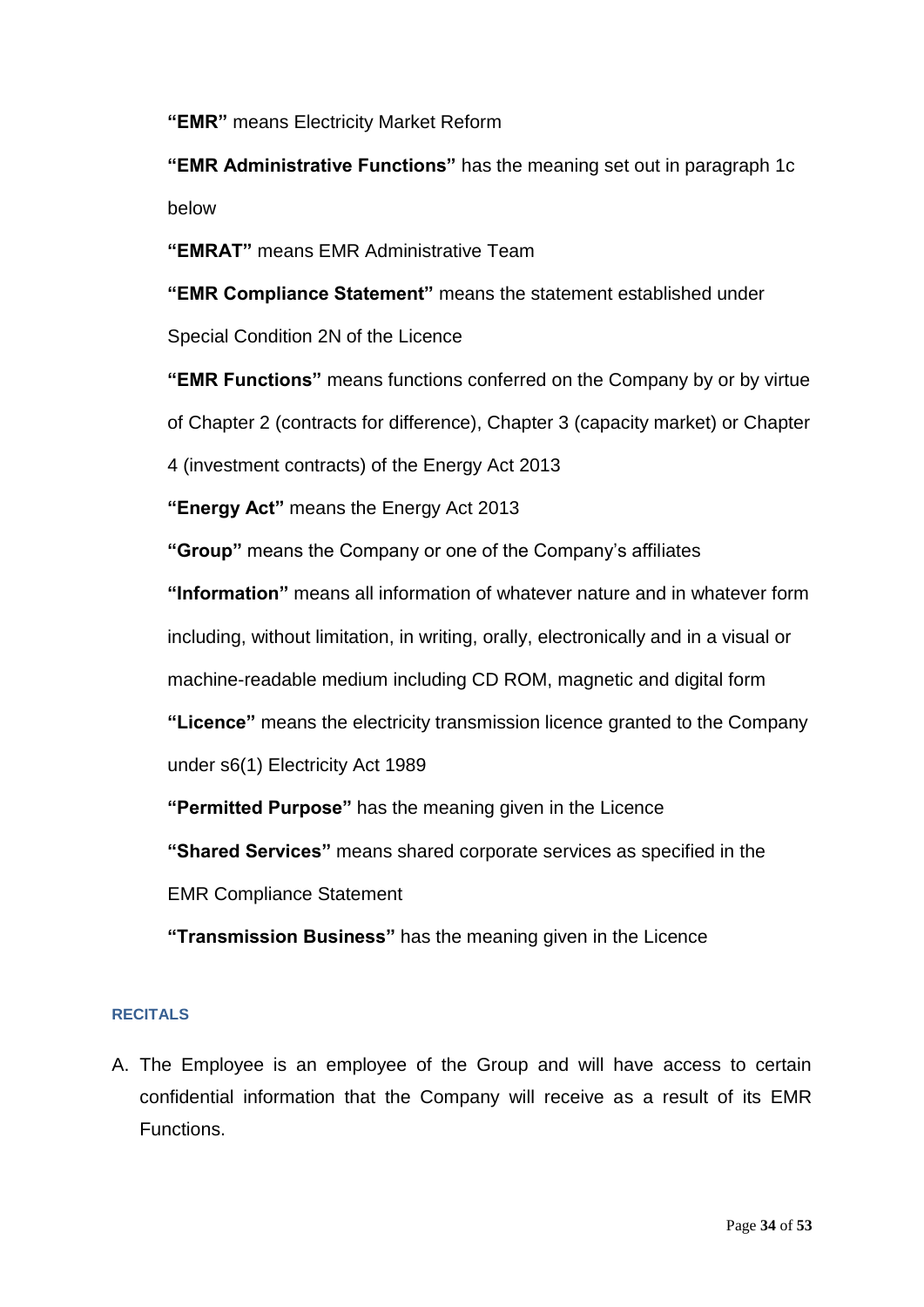**“EMR”** means Electricity Market Reform

**“EMR Administrative Functions”** has the meaning set out in paragraph 1c below

**“EMRAT”** means EMR Administrative Team

**“EMR Compliance Statement”** means the statement established under Special Condition 2N of the Licence

**“EMR Functions”** means functions conferred on the Company by or by virtue of Chapter 2 (contracts for difference), Chapter 3 (capacity market) or Chapter 4 (investment contracts) of the Energy Act 2013

**“Energy Act”** means the Energy Act 2013

**“Group”** means the Company or one of the Company’s affiliates

**“Information”** means all information of whatever nature and in whatever form including, without limitation, in writing, orally, electronically and in a visual or machine-readable medium including CD ROM, magnetic and digital form

**“Licence”** means the electricity transmission licence granted to the Company under s6(1) Electricity Act 1989

**“Permitted Purpose”** has the meaning given in the Licence

**“Shared Services”** means shared corporate services as specified in the EMR Compliance Statement

**“Transmission Business”** has the meaning given in the Licence

#### RECITALS

A. The Employee is an employee of the Group and will have access to certain confidential information that the Company will receive as a result of its EMR Functions.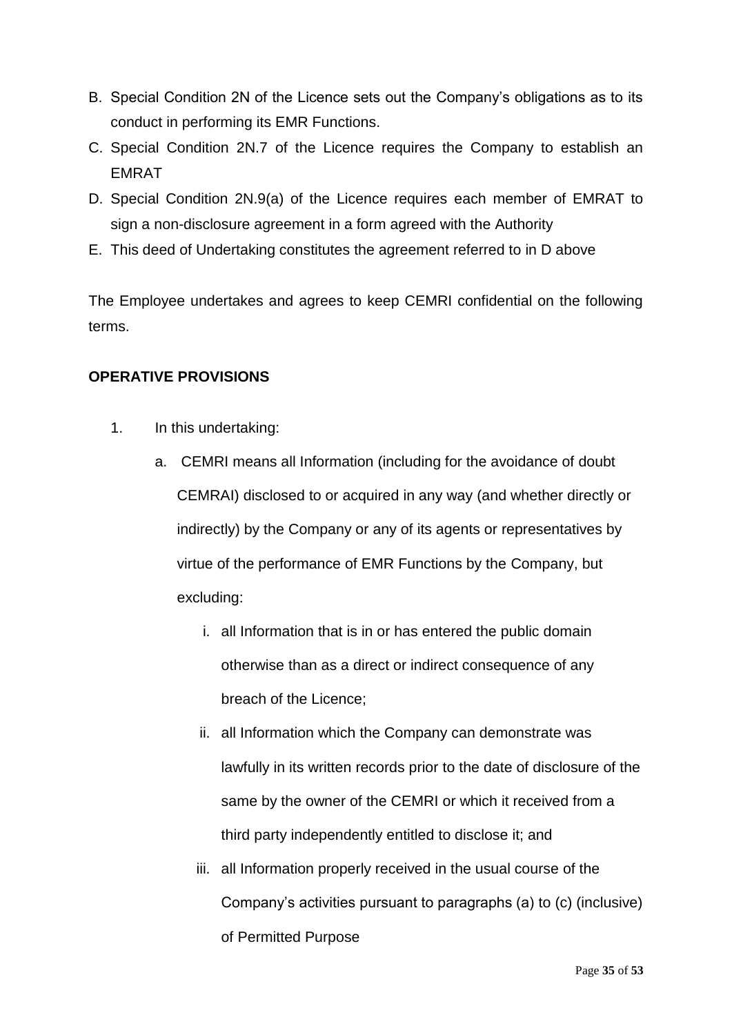B. Special Condition 2N of the Licence sets out the Company's obligations as to its conduct in performing its EMR Functions.

C. Special Condition 2N.7 of the Licence requires the Company to establish an EMRAT

D. Special Condition 2N.9(a) of the Licence requires each member of EMRAT to sign a non-disclosure agreement in a form agreed with the Authority

E. This deed of Undertaking constitutes the agreement referred to in D above

The Employee undertakes and agrees to keep CEMRI confidential on the following terms.

**OPERATIVE PROVISIONS**

1. In this undertaking:

   a. CEMRI means all Information (including for the avoidance of doubt CEMRAI) disclosed to or acquired in any way (and whether directly or indirectly) by the Company or any of its agents or representatives by virtue of the performance of EMR Functions by the Company, but excluding:

      i. all Information that is in or has entered the public domain otherwise than as a direct or indirect consequence of any breach of the Licence;

      ii. all Information which the Company can demonstrate was lawfully in its written records prior to the date of disclosure of the same by the owner of the CEMRI or which it received from a third party independently entitled to disclose it; and

      iii. all Information properly received in the usual course of the Company's activities pursuant to paragraphs (a) to (c) (inclusive) of Permitted Purpose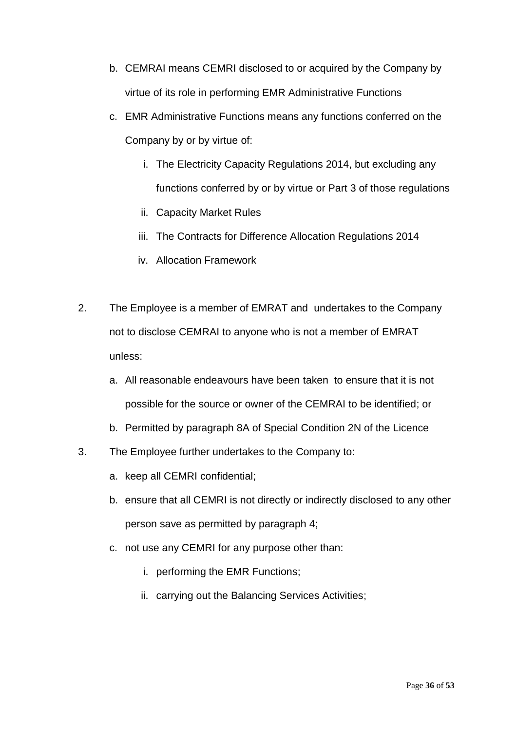b. CEMRAI means CEMRI disclosed to or acquired by the Company by virtue of its role in performing EMR Administrative Functions

c. EMR Administrative Functions means any functions conferred on the Company by or by virtue of:

    i. The Electricity Capacity Regulations 2014, but excluding any functions conferred by or by virtue or Part 3 of those regulations

    ii. Capacity Market Rules

    iii. The Contracts for Difference Allocation Regulations 2014

    iv. Allocation Framework

2. The Employee is a member of EMRAT and undertakes to the Company not to disclose CEMRAI to anyone who is not a member of EMRAT unless:

    a. All reasonable endeavours have been taken to ensure that it is not possible for the source or owner of the CEMRAI to be identified; or

    b. Permitted by paragraph 8A of Special Condition 2N of the Licence

3. The Employee further undertakes to the Company to:

    a. keep all CEMRI confidential;

    b. ensure that all CEMRI is not directly or indirectly disclosed to any other person save as permitted by paragraph 4;

    c. not use any CEMRI for any purpose other than:

        i. performing the EMR Functions;

        ii. carrying out the Balancing Services Activities;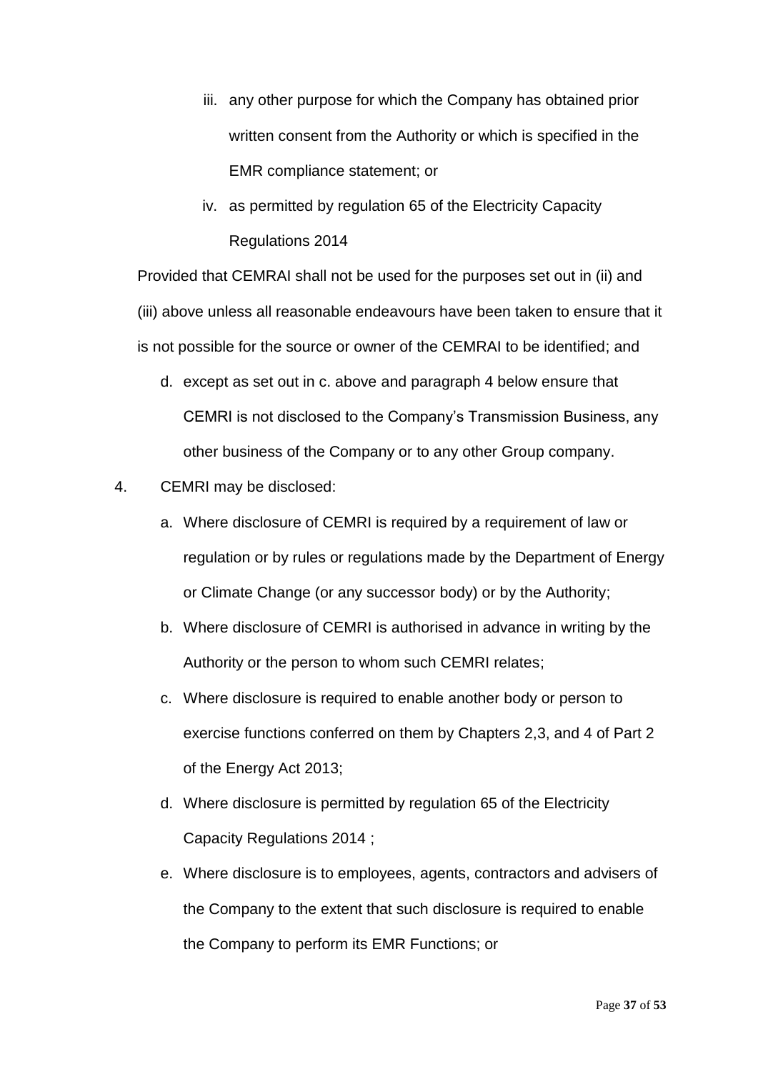iii. any other purpose for which the Company has obtained prior written consent from the Authority or which is specified in the EMR compliance statement; or

iv. as permitted by regulation 65 of the Electricity Capacity Regulations 2014

Provided that CEMRAI shall not be used for the purposes set out in (ii) and (iii) above unless all reasonable endeavours have been taken to ensure that it is not possible for the source or owner of the CEMRAI to be identified; and

d. except as set out in c. above and paragraph 4 below ensure that CEMRI is not disclosed to the Company's Transmission Business, any other business of the Company or to any other Group company.

4. CEMRI may be disclosed:

   a. Where disclosure of CEMRI is required by a requirement of law or regulation or by rules or regulations made by the Department of Energy or Climate Change (or any successor body) or by the Authority;

   b. Where disclosure of CEMRI is authorised in advance in writing by the Authority or the person to whom such CEMRI relates;

   c. Where disclosure is required to enable another body or person to exercise functions conferred on them by Chapters 2,3, and 4 of Part 2 of the Energy Act 2013;

   d. Where disclosure is permitted by regulation 65 of the Electricity Capacity Regulations 2014 ;

   e. Where disclosure is to employees, agents, contractors and advisers of the Company to the extent that such disclosure is required to enable the Company to perform its EMR Functions; or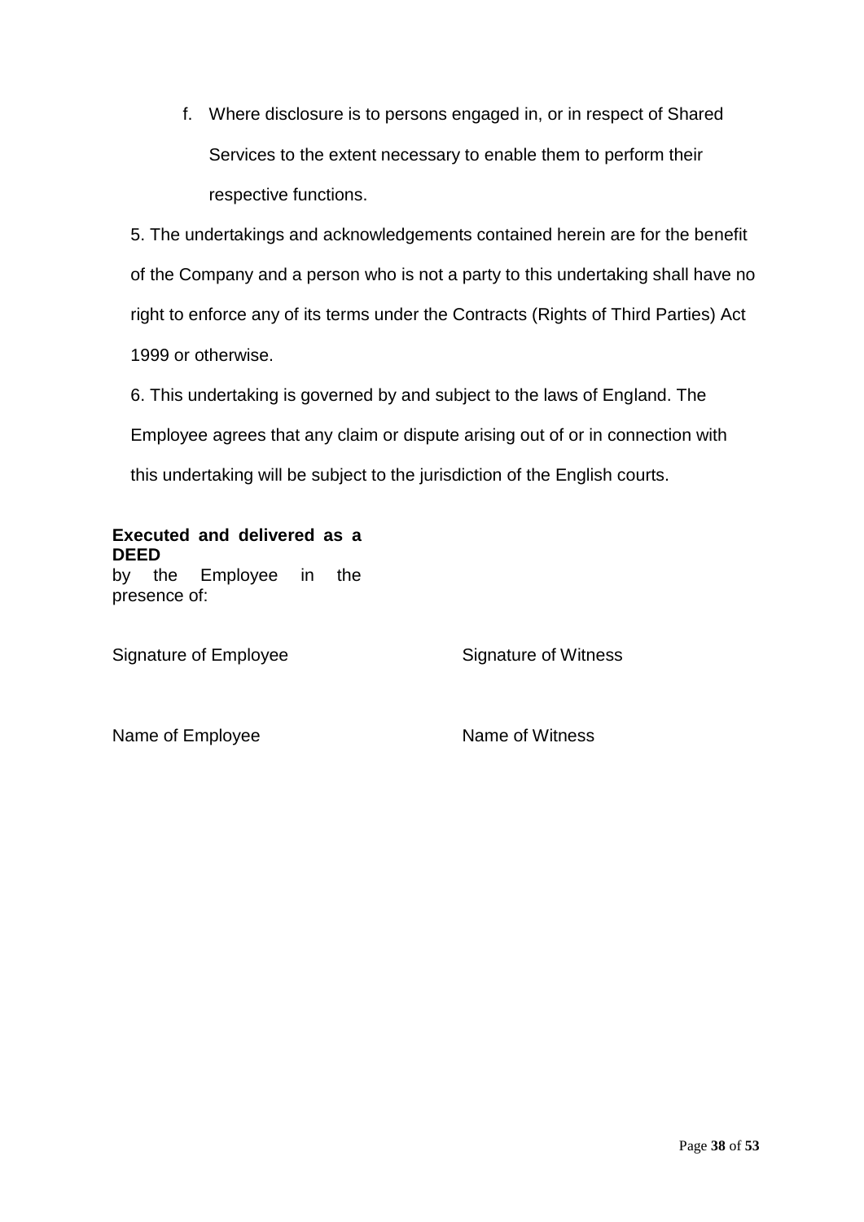f. Where disclosure is to persons engaged in, or in respect of Shared Services to the extent necessary to enable them to perform their respective functions.

5. The undertakings and acknowledgements contained herein are for the benefit of the Company and a person who is not a party to this undertaking shall have no right to enforce any of its terms under the Contracts (Rights of Third Parties) Act 1999 or otherwise.

6. This undertaking is governed by and subject to the laws of England. The Employee agrees that any claim or dispute arising out of or in connection with this undertaking will be subject to the jurisdiction of the English courts.

**Executed and delivered as a DEED**
by the Employee in the presence of:

| Signature of Employee | Signature of Witness |
|---|---|
| | |
| Name of Employee | Name of Witness |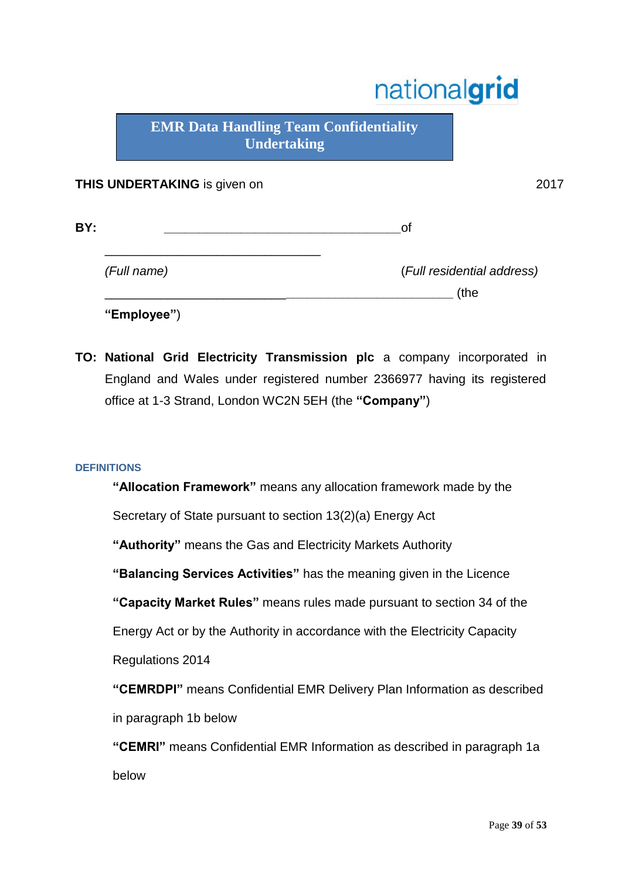nationalgrid

# EMR Data Handling Team Confidentiality Undertaking

**THIS UNDERTAKING** is given on 2017

**BY:** ___________________________________of

_________________________________

*(Full name)* *(Full residential address)*

___________________________________________________ (the

**"Employee"**)

**TO:** **National Grid Electricity Transmission plc** a company incorporated in England and Wales under registered number 2366977 having its registered office at 1-3 Strand, London WC2N 5EH (the **"Company"**)

## DEFINITIONS

**"Allocation Framework"** means any allocation framework made by the Secretary of State pursuant to section 13(2)(a) Energy Act

**"Authority"** means the Gas and Electricity Markets Authority

**"Balancing Services Activities"** has the meaning given in the Licence

**"Capacity Market Rules"** means rules made pursuant to section 34 of the Energy Act or by the Authority in accordance with the Electricity Capacity Regulations 2014

**"CEMRDPI"** means Confidential EMR Delivery Plan Information as described in paragraph 1b below

**"CEMRI"** means Confidential EMR Information as described in paragraph 1a below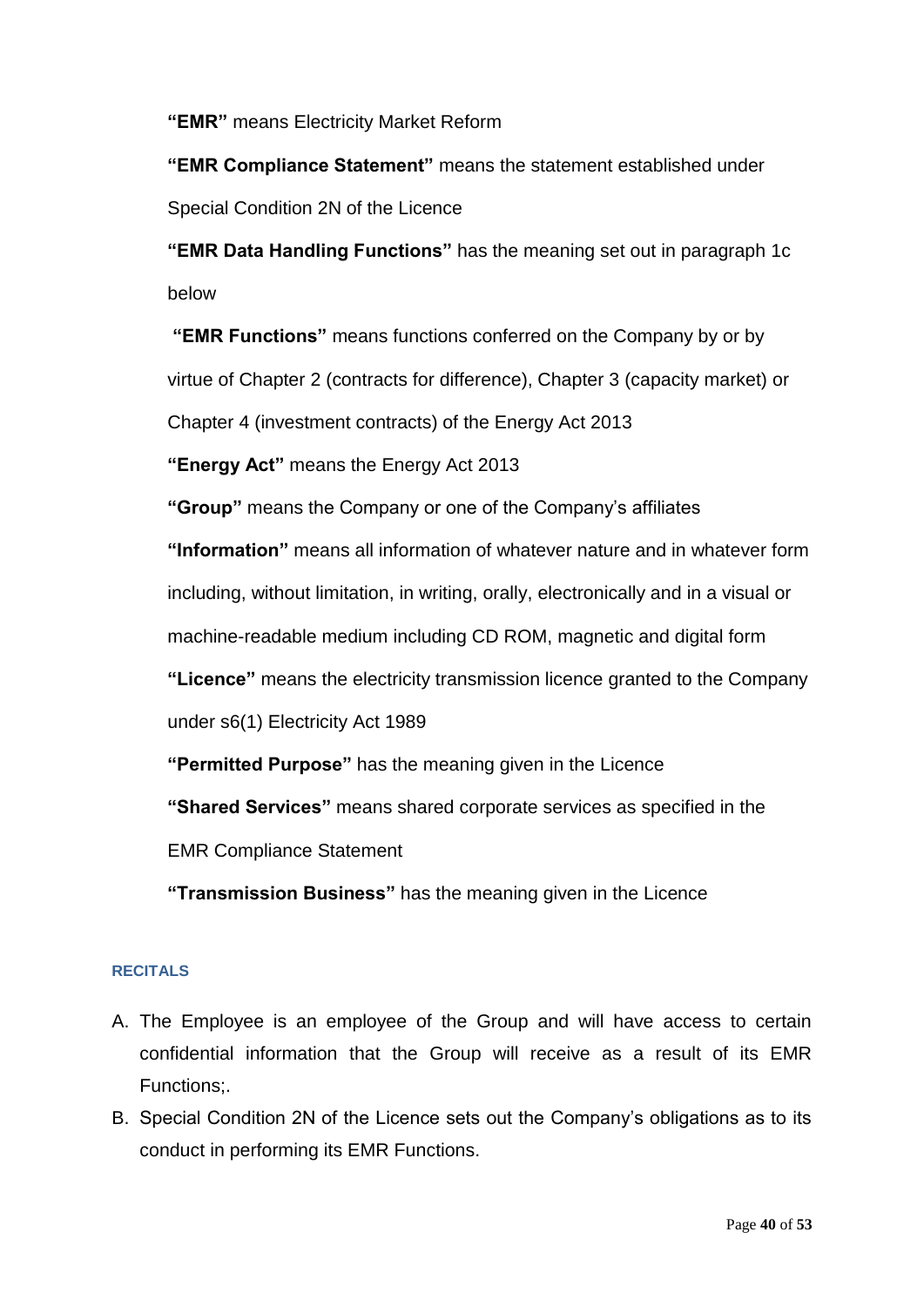**"EMR"** means Electricity Market Reform

**"EMR Compliance Statement"** means the statement established under Special Condition 2N of the Licence

**"EMR Data Handling Functions"** has the meaning set out in paragraph 1c below

**"EMR Functions"** means functions conferred on the Company by or by virtue of Chapter 2 (contracts for difference), Chapter 3 (capacity market) or Chapter 4 (investment contracts) of the Energy Act 2013

**"Energy Act"** means the Energy Act 2013

**"Group"** means the Company or one of the Company's affiliates

**"Information"** means all information of whatever nature and in whatever form including, without limitation, in writing, orally, electronically and in a visual or machine-readable medium including CD ROM, magnetic and digital form

**"Licence"** means the electricity transmission licence granted to the Company under s6(1) Electricity Act 1989

**"Permitted Purpose"** has the meaning given in the Licence

**"Shared Services"** means shared corporate services as specified in the EMR Compliance Statement

**"Transmission Business"** has the meaning given in the Licence

## RECITALS

A. The Employee is an employee of the Group and will have access to certain confidential information that the Group will receive as a result of its EMR Functions;.

B. Special Condition 2N of the Licence sets out the Company's obligations as to its conduct in performing its EMR Functions.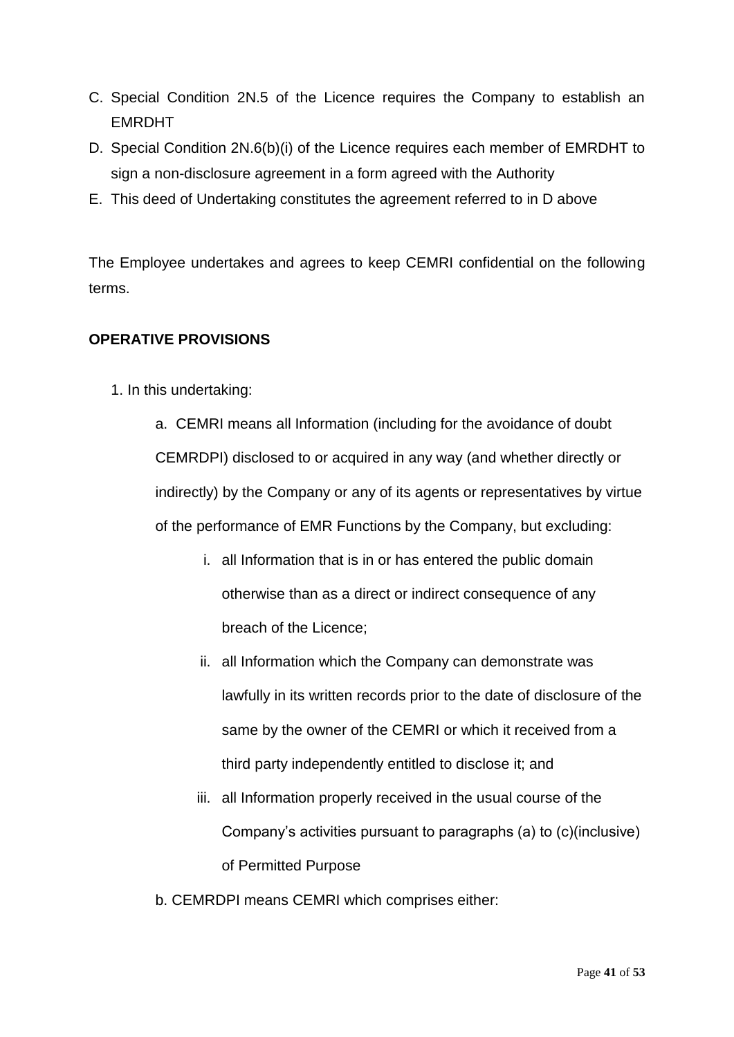C. Special Condition 2N.5 of the Licence requires the Company to establish an EMRDHT

D. Special Condition 2N.6(b)(i) of the Licence requires each member of EMRDHT to sign a non-disclosure agreement in a form agreed with the Authority

E. This deed of Undertaking constitutes the agreement referred to in D above

The Employee undertakes and agrees to keep CEMRI confidential on the following terms.

**OPERATIVE PROVISIONS**

1. In this undertaking:

   a. CEMRI means all Information (including for the avoidance of doubt CEMRDPI) disclosed to or acquired in any way (and whether directly or indirectly) by the Company or any of its agents or representatives by virtue of the performance of EMR Functions by the Company, but excluding:

      i. all Information that is in or has entered the public domain otherwise than as a direct or indirect consequence of any breach of the Licence;

      ii. all Information which the Company can demonstrate was lawfully in its written records prior to the date of disclosure of the same by the owner of the CEMRI or which it received from a third party independently entitled to disclose it; and

      iii. all Information properly received in the usual course of the Company's activities pursuant to paragraphs (a) to (c)(inclusive) of Permitted Purpose

   b. CEMRDPI means CEMRI which comprises either: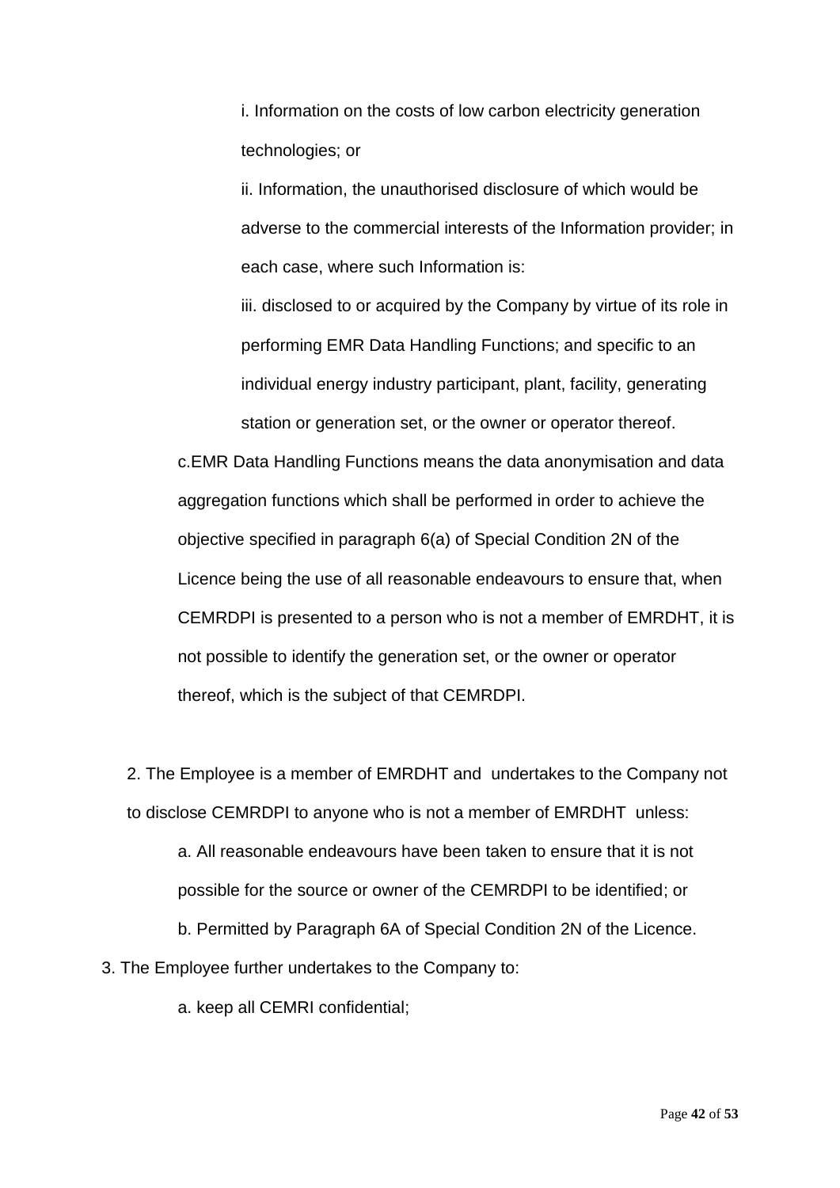i. Information on the costs of low carbon electricity generation technologies; or

ii. Information, the unauthorised disclosure of which would be adverse to the commercial interests of the Information provider; in each case, where such Information is:

iii. disclosed to or acquired by the Company by virtue of its role in performing EMR Data Handling Functions; and specific to an individual energy industry participant, plant, facility, generating station or generation set, or the owner or operator thereof.

c.EMR Data Handling Functions means the data anonymisation and data aggregation functions which shall be performed in order to achieve the objective specified in paragraph 6(a) of Special Condition 2N of the Licence being the use of all reasonable endeavours to ensure that, when CEMRDPI is presented to a person who is not a member of EMRDHT, it is not possible to identify the generation set, or the owner or operator thereof, which is the subject of that CEMRDPI.

2. The Employee is a member of EMRDHT and undertakes to the Company not to disclose CEMRDPI to anyone who is not a member of EMRDHT unless:

   a. All reasonable endeavours have been taken to ensure that it is not possible for the source or owner of the CEMRDPI to be identified; or

   b. Permitted by Paragraph 6A of Special Condition 2N of the Licence.

3. The Employee further undertakes to the Company to:

   a. keep all CEMRI confidential;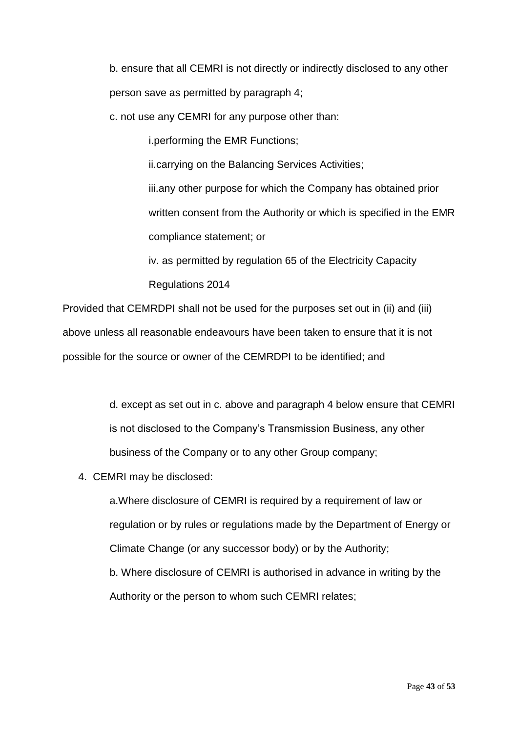b. ensure that all CEMRI is not directly or indirectly disclosed to any other person save as permitted by paragraph 4;

c. not use any CEMRI for any purpose other than:

i. performing the EMR Functions;

ii. carrying on the Balancing Services Activities;

iii. any other purpose for which the Company has obtained prior written consent from the Authority or which is specified in the EMR compliance statement; or

iv. as permitted by regulation 65 of the Electricity Capacity Regulations 2014

Provided that CEMRDPI shall not be used for the purposes set out in (ii) and (iii) above unless all reasonable endeavours have been taken to ensure that it is not possible for the source or owner of the CEMRDPI to be identified; and

d. except as set out in c. above and paragraph 4 below ensure that CEMRI is not disclosed to the Company's Transmission Business, any other business of the Company or to any other Group company;

4. CEMRI may be disclosed:

a. Where disclosure of CEMRI is required by a requirement of law or regulation or by rules or regulations made by the Department of Energy or Climate Change (or any successor body) or by the Authority;

b. Where disclosure of CEMRI is authorised in advance in writing by the Authority or the person to whom such CEMRI relates;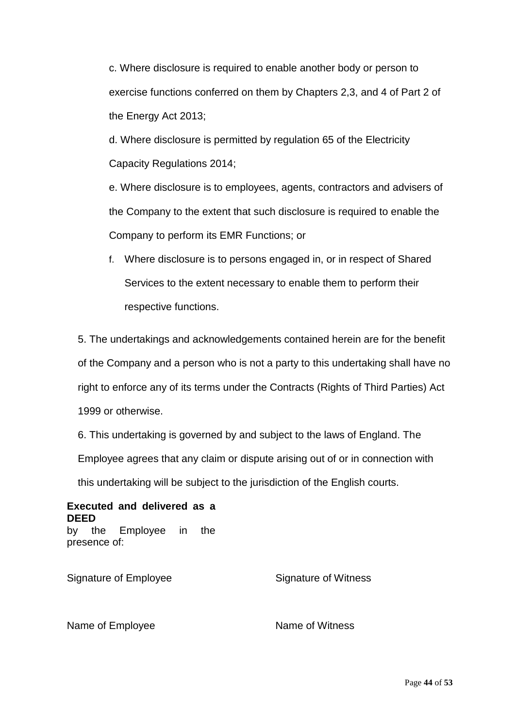c. Where disclosure is required to enable another body or person to exercise functions conferred on them by Chapters 2,3, and 4 of Part 2 of the Energy Act 2013;

d. Where disclosure is permitted by regulation 65 of the Electricity Capacity Regulations 2014;

e. Where disclosure is to employees, agents, contractors and advisers of the Company to the extent that such disclosure is required to enable the Company to perform its EMR Functions; or

f. Where disclosure is to persons engaged in, or in respect of Shared Services to the extent necessary to enable them to perform their respective functions.

5. The undertakings and acknowledgements contained herein are for the benefit of the Company and a person who is not a party to this undertaking shall have no right to enforce any of its terms under the Contracts (Rights of Third Parties) Act 1999 or otherwise.

6. This undertaking is governed by and subject to the laws of England. The Employee agrees that any claim or dispute arising out of or in connection with this undertaking will be subject to the jurisdiction of the English courts.

**Executed and delivered as a DEED**
by the Employee in the presence of:

| | |
|---|---|
| Signature of Employee | Signature of Witness |
| Name of Employee | Name of Witness |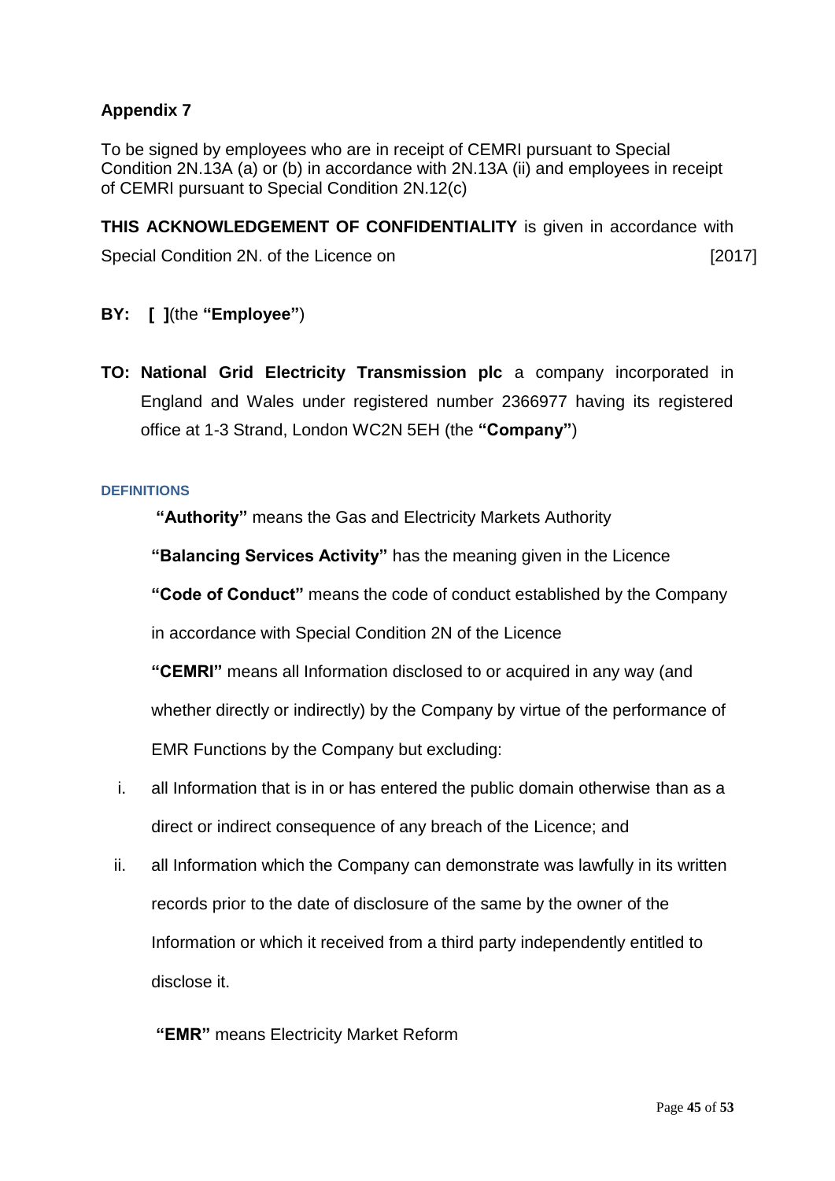## Appendix 7

To be signed by employees who are in receipt of CEMRI pursuant to Special Condition 2N.13A (a) or (b) in accordance with 2N.13A (ii) and employees in receipt of CEMRI pursuant to Special Condition 2N.12(c)

**THIS ACKNOWLEDGEMENT OF CONFIDENTIALITY** is given in accordance with Special Condition 2N. of the Licence on [2017]

**BY: [ ]**(the **"Employee"**)

**TO: National Grid Electricity Transmission plc** a company incorporated in England and Wales under registered number 2366977 having its registered office at 1-3 Strand, London WC2N 5EH (the **"Company"**)

#### DEFINITIONS

**"Authority"** means the Gas and Electricity Markets Authority

**"Balancing Services Activity"** has the meaning given in the Licence

**"Code of Conduct"** means the code of conduct established by the Company in accordance with Special Condition 2N of the Licence

**"CEMRI"** means all Information disclosed to or acquired in any way (and whether directly or indirectly) by the Company by virtue of the performance of EMR Functions by the Company but excluding:

i. all Information that is in or has entered the public domain otherwise than as a direct or indirect consequence of any breach of the Licence; and

ii. all Information which the Company can demonstrate was lawfully in its written records prior to the date of disclosure of the same by the owner of the Information or which it received from a third party independently entitled to disclose it.

**"EMR"** means Electricity Market Reform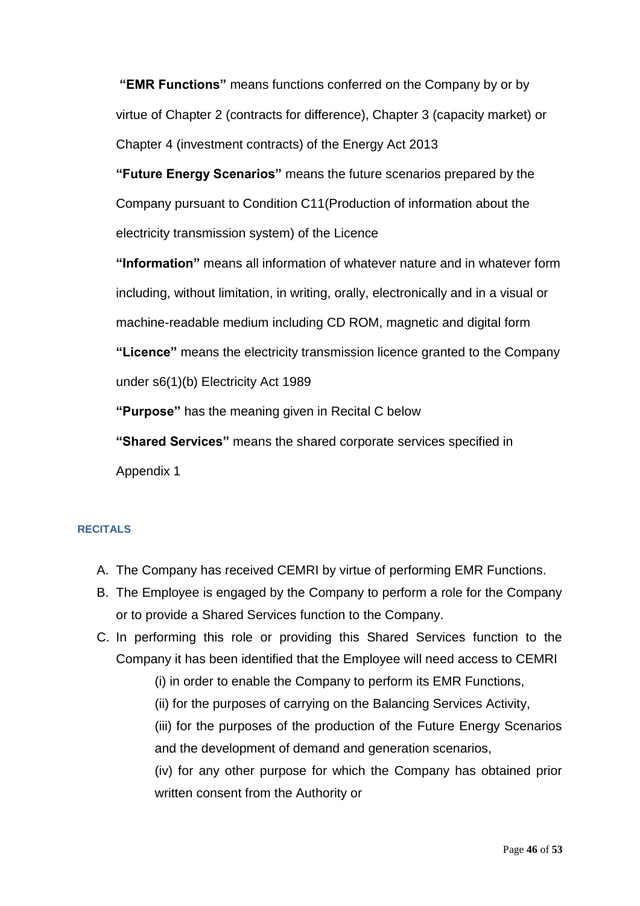**"EMR Functions"** means functions conferred on the Company by or by virtue of Chapter 2 (contracts for difference), Chapter 3 (capacity market) or Chapter 4 (investment contracts) of the Energy Act 2013

**"Future Energy Scenarios"** means the future scenarios prepared by the Company pursuant to Condition C11(Production of information about the electricity transmission system) of the Licence

**"Information"** means all information of whatever nature and in whatever form including, without limitation, in writing, orally, electronically and in a visual or machine-readable medium including CD ROM, magnetic and digital form

**"Licence"** means the electricity transmission licence granted to the Company under s6(1)(b) Electricity Act 1989

**"Purpose"** has the meaning given in Recital C below

**"Shared Services"** means the shared corporate services specified in Appendix 1

#### RECITALS

A. The Company has received CEMRI by virtue of performing EMR Functions.

B. The Employee is engaged by the Company to perform a role for the Company or to provide a Shared Services function to the Company.

C. In performing this role or providing this Shared Services function to the Company it has been identified that the Employee will need access to CEMRI

   (i) in order to enable the Company to perform its EMR Functions,

   (ii) for the purposes of carrying on the Balancing Services Activity,

   (iii) for the purposes of the production of the Future Energy Scenarios and the development of demand and generation scenarios,

   (iv) for any other purpose for which the Company has obtained prior written consent from the Authority or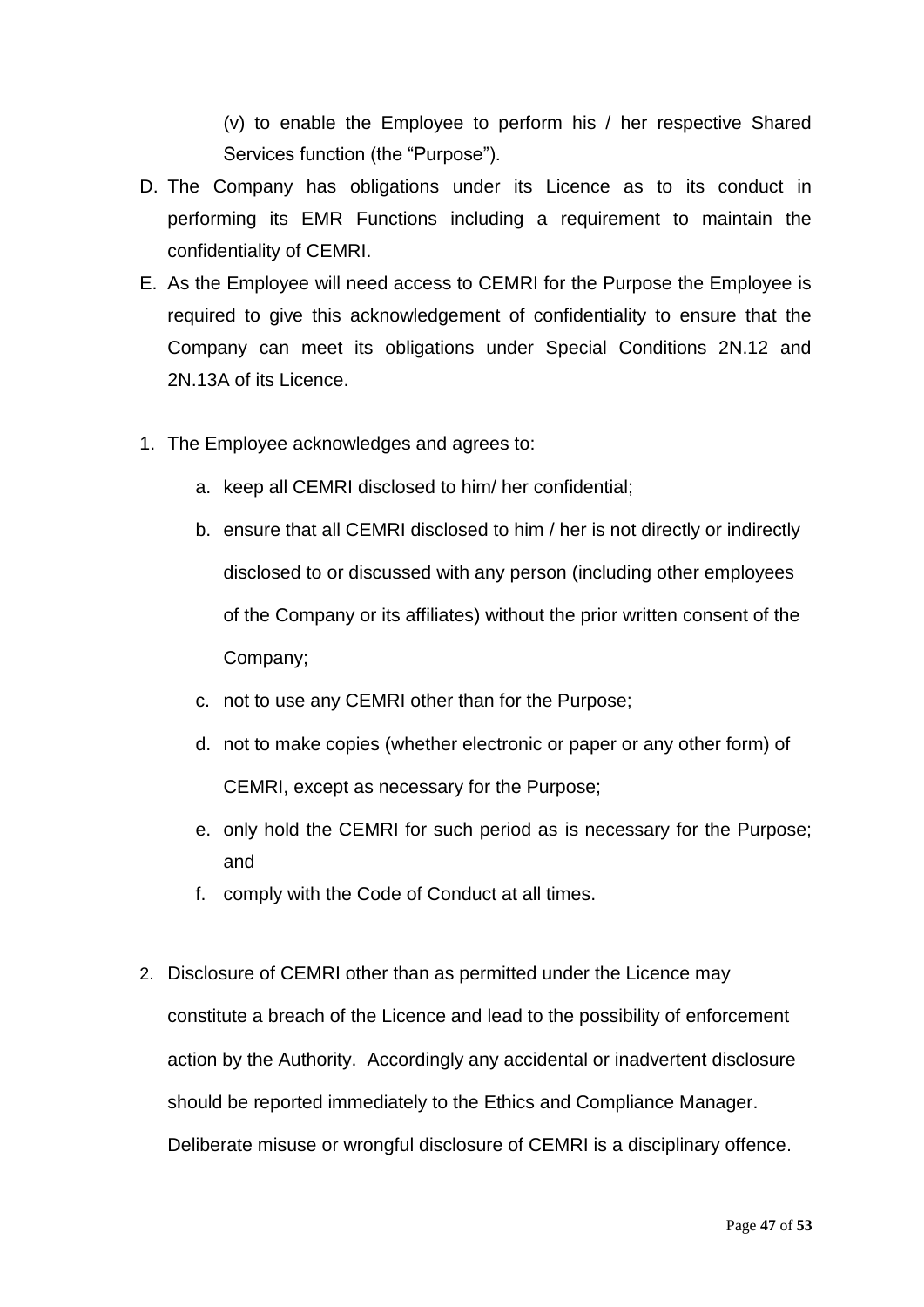(v) to enable the Employee to perform his / her respective Shared Services function (the "Purpose").

D. The Company has obligations under its Licence as to its conduct in performing its EMR Functions including a requirement to maintain the confidentiality of CEMRI.

E. As the Employee will need access to CEMRI for the Purpose the Employee is required to give this acknowledgement of confidentiality to ensure that the Company can meet its obligations under Special Conditions 2N.12 and 2N.13A of its Licence.

1. The Employee acknowledges and agrees to:
   a. keep all CEMRI disclosed to him/ her confidential;
   b. ensure that all CEMRI disclosed to him / her is not directly or indirectly disclosed to or discussed with any person (including other employees of the Company or its affiliates) without the prior written consent of the Company;
   c. not to use any CEMRI other than for the Purpose;
   d. not to make copies (whether electronic or paper or any other form) of CEMRI, except as necessary for the Purpose;
   e. only hold the CEMRI for such period as is necessary for the Purpose; and
   f. comply with the Code of Conduct at all times.

2. Disclosure of CEMRI other than as permitted under the Licence may constitute a breach of the Licence and lead to the possibility of enforcement action by the Authority. Accordingly any accidental or inadvertent disclosure should be reported immediately to the Ethics and Compliance Manager. Deliberate misuse or wrongful disclosure of CEMRI is a disciplinary offence.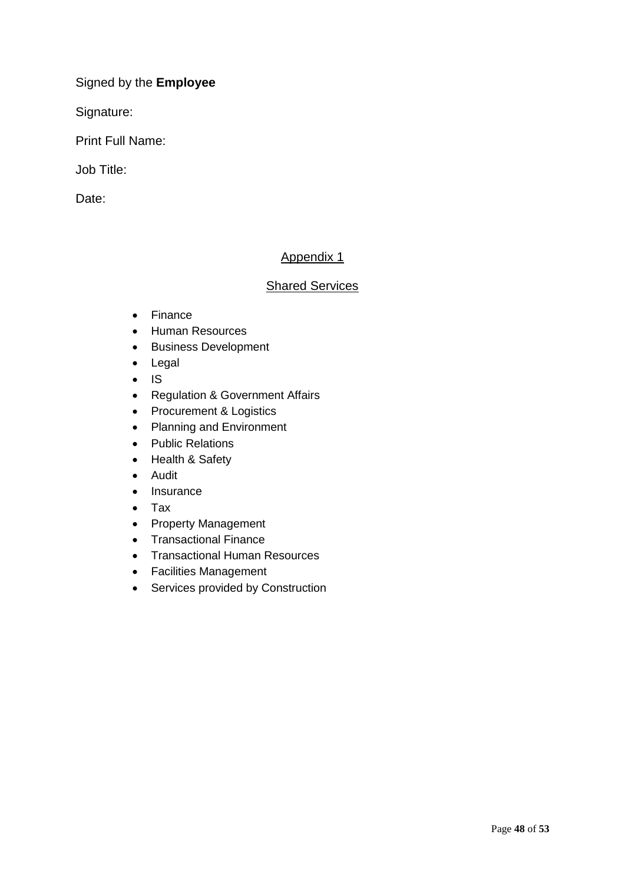Signed by the **Employee**

Signature:

Print Full Name:

Job Title:

Date:

## Appendix 1

## Shared Services

- Finance
- Human Resources
- Business Development
- Legal
- IS
- Regulation & Government Affairs
- Procurement & Logistics
- Planning and Environment
- Public Relations
- Health & Safety
- Audit
- Insurance
- Tax
- Property Management
- Transactional Finance
- Transactional Human Resources
- Facilities Management
- Services provided by Construction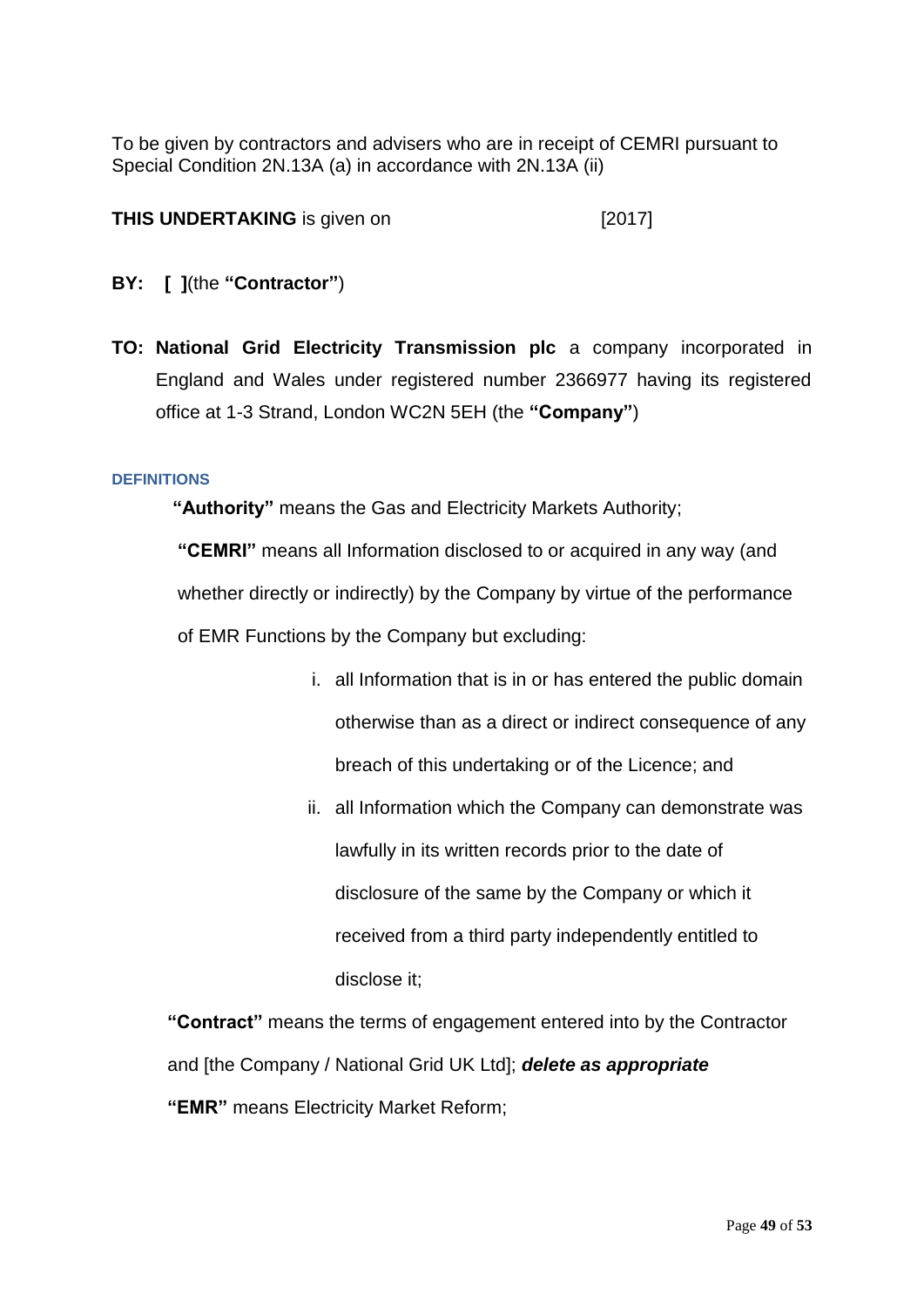To be given by contractors and advisers who are in receipt of CEMRI pursuant to Special Condition 2N.13A (a) in accordance with 2N.13A (ii)

**THIS UNDERTAKING** is given on [2017]

**BY: [ ]**(the **"Contractor"**)

**TO: National Grid Electricity Transmission plc** a company incorporated in England and Wales under registered number 2366977 having its registered office at 1-3 Strand, London WC2N 5EH (the **"Company"**)

**DEFINITIONS**

**"Authority"** means the Gas and Electricity Markets Authority;

**"CEMRI"** means all Information disclosed to or acquired in any way (and whether directly or indirectly) by the Company by virtue of the performance of EMR Functions by the Company but excluding:

i. all Information that is in or has entered the public domain otherwise than as a direct or indirect consequence of any breach of this undertaking or of the Licence; and

ii. all Information which the Company can demonstrate was lawfully in its written records prior to the date of disclosure of the same by the Company or which it received from a third party independently entitled to disclose it;

**"Contract"** means the terms of engagement entered into by the Contractor and [the Company / National Grid UK Ltd]; ***delete as appropriate***

**"EMR"** means Electricity Market Reform;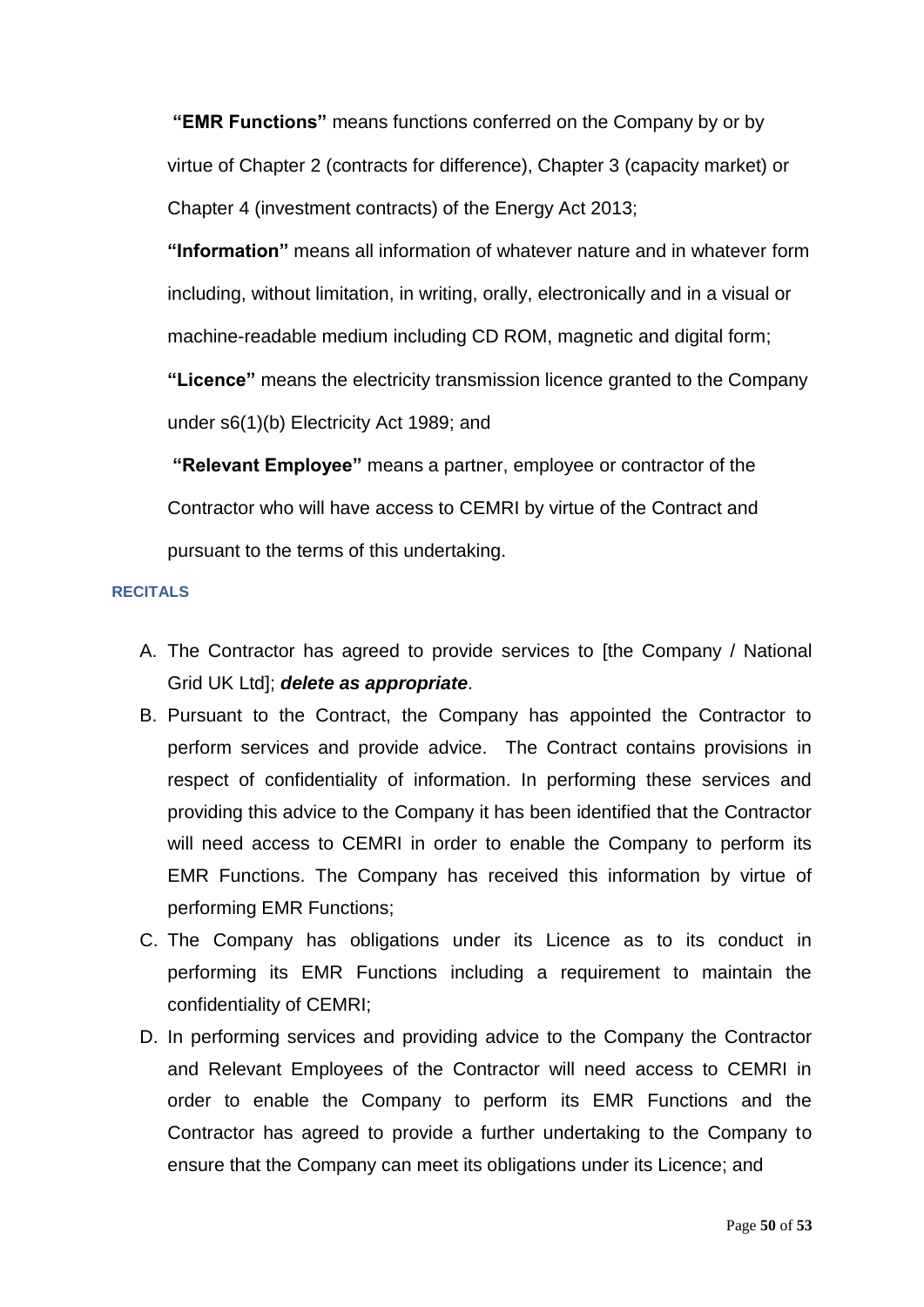**"EMR Functions"** means functions conferred on the Company by or by virtue of Chapter 2 (contracts for difference), Chapter 3 (capacity market) or Chapter 4 (investment contracts) of the Energy Act 2013;

**"Information"** means all information of whatever nature and in whatever form including, without limitation, in writing, orally, electronically and in a visual or machine-readable medium including CD ROM, magnetic and digital form;

**"Licence"** means the electricity transmission licence granted to the Company under s6(1)(b) Electricity Act 1989; and

**"Relevant Employee"** means a partner, employee or contractor of the Contractor who will have access to CEMRI by virtue of the Contract and pursuant to the terms of this undertaking.

## RECITALS

A. The Contractor has agreed to provide services to [the Company / National Grid UK Ltd]; ***delete as appropriate***.

B. Pursuant to the Contract, the Company has appointed the Contractor to perform services and provide advice. The Contract contains provisions in respect of confidentiality of information. In performing these services and providing this advice to the Company it has been identified that the Contractor will need access to CEMRI in order to enable the Company to perform its EMR Functions. The Company has received this information by virtue of performing EMR Functions;

C. The Company has obligations under its Licence as to its conduct in performing its EMR Functions including a requirement to maintain the confidentiality of CEMRI;

D. In performing services and providing advice to the Company the Contractor and Relevant Employees of the Contractor will need access to CEMRI in order to enable the Company to perform its EMR Functions and the Contractor has agreed to provide a further undertaking to the Company to ensure that the Company can meet its obligations under its Licence; and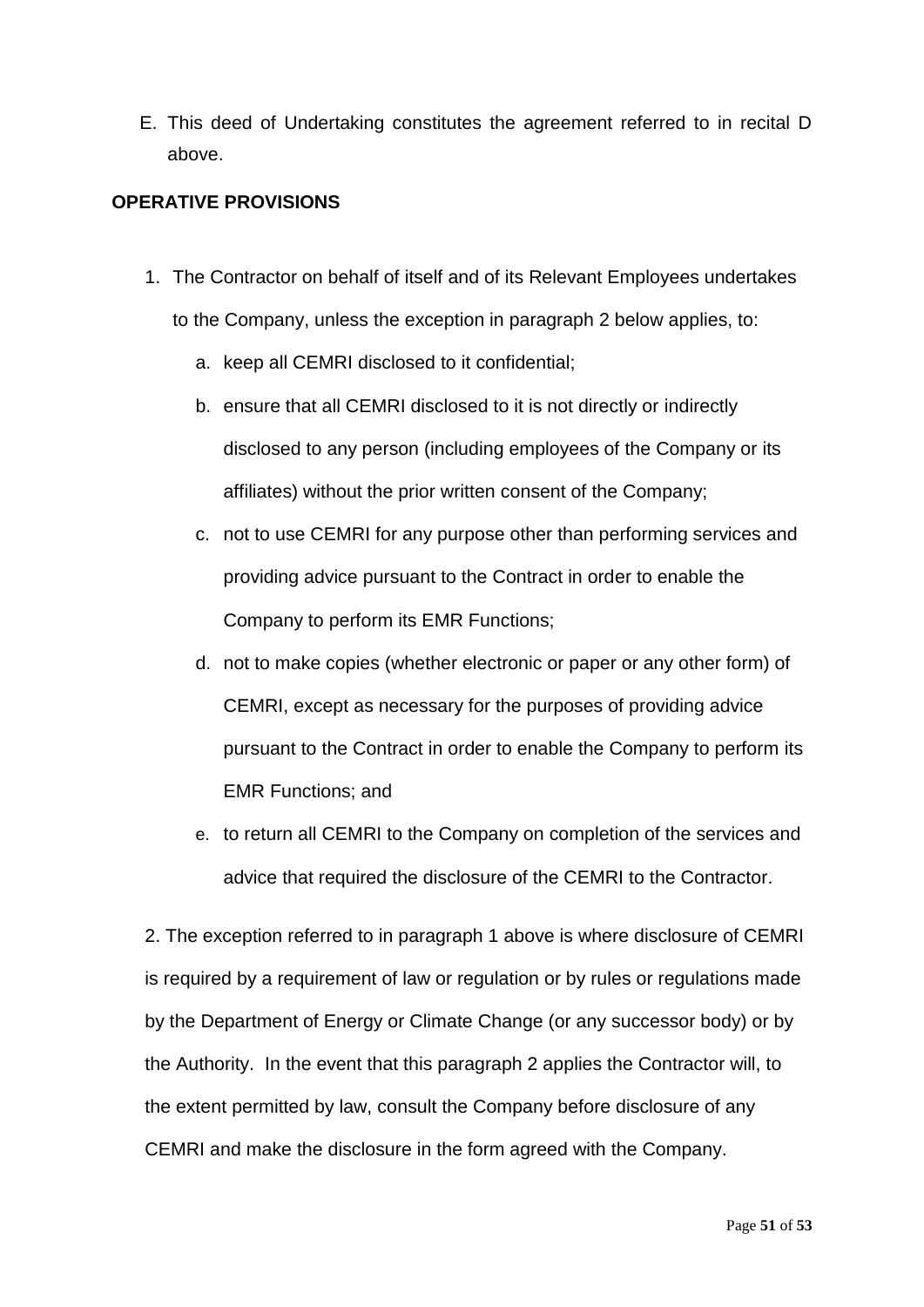E. This deed of Undertaking constitutes the agreement referred to in recital D above.

**OPERATIVE PROVISIONS**

1. The Contractor on behalf of itself and of its Relevant Employees undertakes to the Company, unless the exception in paragraph 2 below applies, to:
   a. keep all CEMRI disclosed to it confidential;
   b. ensure that all CEMRI disclosed to it is not directly or indirectly disclosed to any person (including employees of the Company or its affiliates) without the prior written consent of the Company;
   c. not to use CEMRI for any purpose other than performing services and providing advice pursuant to the Contract in order to enable the Company to perform its EMR Functions;
   d. not to make copies (whether electronic or paper or any other form) of CEMRI, except as necessary for the purposes of providing advice pursuant to the Contract in order to enable the Company to perform its EMR Functions; and
   e. to return all CEMRI to the Company on completion of the services and advice that required the disclosure of the CEMRI to the Contractor.

2. The exception referred to in paragraph 1 above is where disclosure of CEMRI is required by a requirement of law or regulation or by rules or regulations made by the Department of Energy or Climate Change (or any successor body) or by the Authority. In the event that this paragraph 2 applies the Contractor will, to the extent permitted by law, consult the Company before disclosure of any CEMRI and make the disclosure in the form agreed with the Company.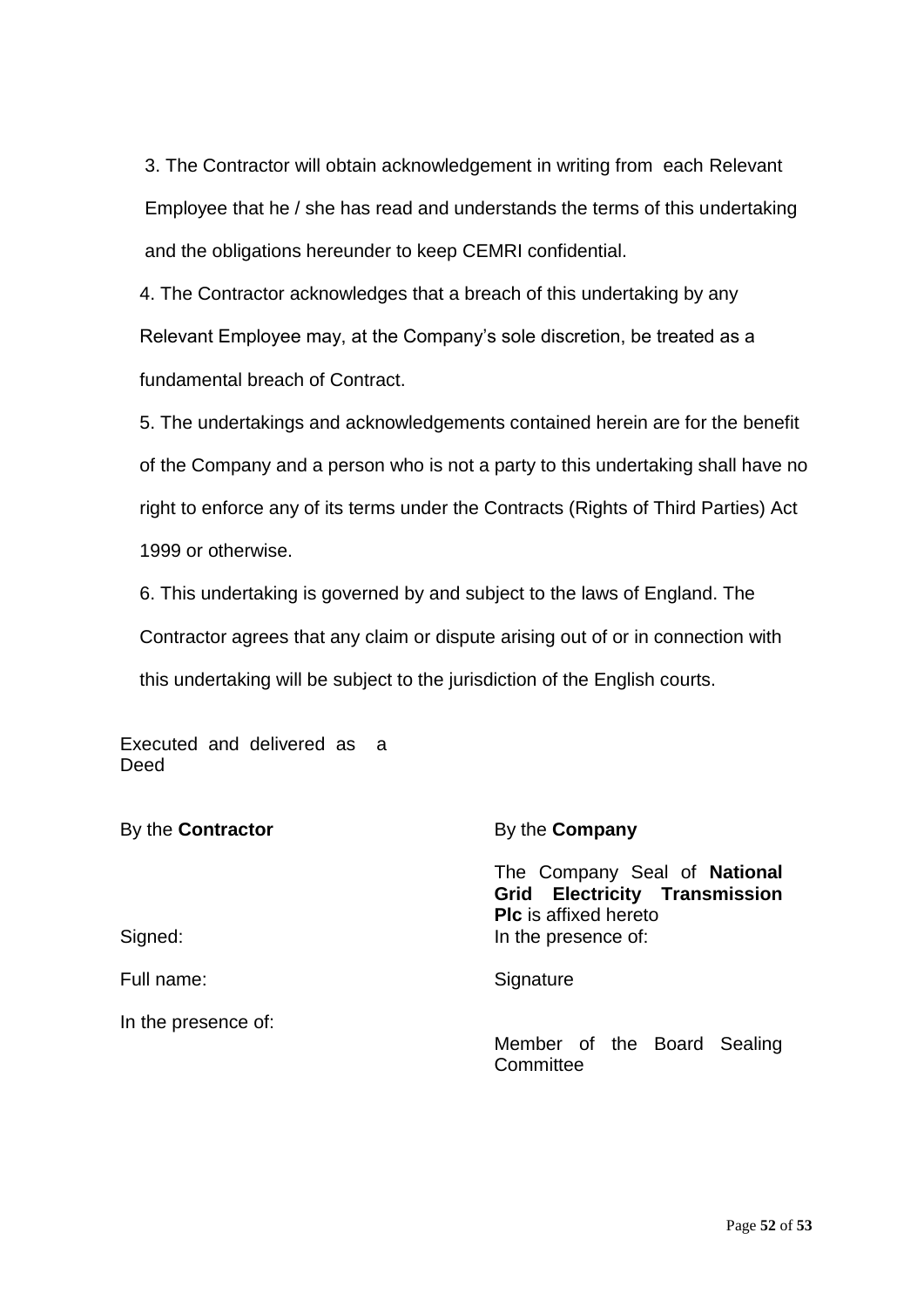3. The Contractor will obtain acknowledgement in writing from each Relevant Employee that he / she has read and understands the terms of this undertaking and the obligations hereunder to keep CEMRI confidential.

4. The Contractor acknowledges that a breach of this undertaking by any Relevant Employee may, at the Company's sole discretion, be treated as a fundamental breach of Contract.

5. The undertakings and acknowledgements contained herein are for the benefit of the Company and a person who is not a party to this undertaking shall have no right to enforce any of its terms under the Contracts (Rights of Third Parties) Act 1999 or otherwise.

6. This undertaking is governed by and subject to the laws of England. The Contractor agrees that any claim or dispute arising out of or in connection with this undertaking will be subject to the jurisdiction of the English courts.

Executed and delivered as a Deed

| By the **Contractor** | By the **Company** |
|---|---|
| | The Company Seal of **National Grid Electricity Transmission Plc** is affixed hereto |
| Signed: | In the presence of: |
| Full name: | Signature |
| In the presence of: | Member of the Board Sealing Committee |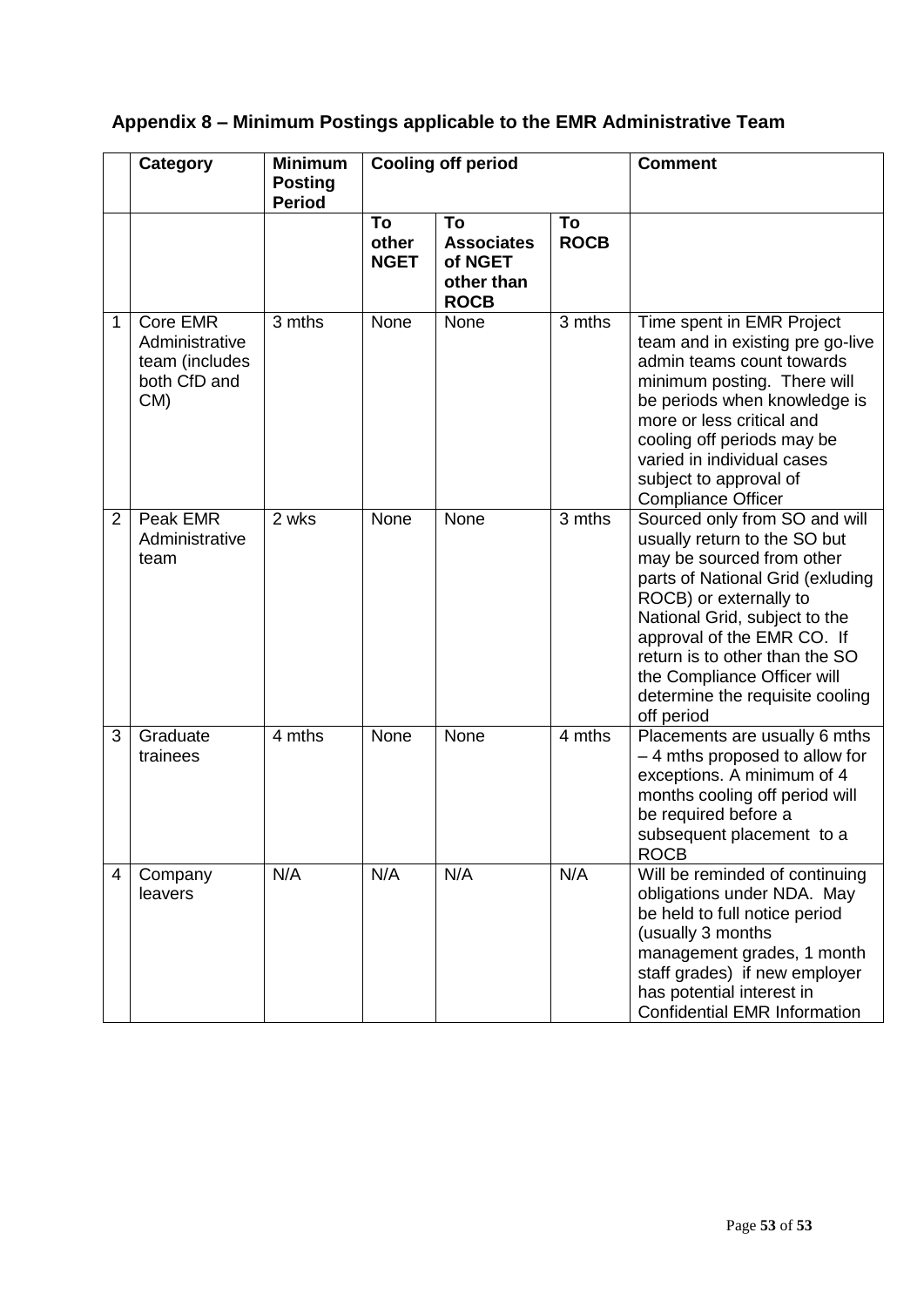## Appendix 8 – Minimum Postings applicable to the EMR Administrative Team

| | Category | Minimum Posting Period | Cooling off period | | | Comment |
|---|---|---|---|---|---|---|
| | | | To other NGET | To Associates of NGET other than ROCB | To ROCB | |
| 1 | Core EMR Administrative team (includes both CfD and CM) | 3 mths | None | None | 3 mths | Time spent in EMR Project team and in existing pre go-live admin teams count towards minimum posting. There will be periods when knowledge is more or less critical and cooling off periods may be varied in individual cases subject to approval of Compliance Officer |
| 2 | Peak EMR Administrative team | 2 wks | None | None | 3 mths | Sourced only from SO and will usually return to the SO but may be sourced from other parts of National Grid (exluding ROCB) or externally to National Grid, subject to the approval of the EMR CO. If return is to other than the SO the Compliance Officer will determine the requisite cooling off period |
| 3 | Graduate trainees | 4 mths | None | None | 4 mths | Placements are usually 6 mths – 4 mths proposed to allow for exceptions. A minimum of 4 months cooling off period will be required before a subsequent placement to a ROCB |
| 4 | Company leavers | N/A | N/A | N/A | N/A | Will be reminded of continuing obligations under NDA. May be held to full notice period (usually 3 months management grades, 1 month staff grades) if new employer has potential interest in Confidential EMR Information |